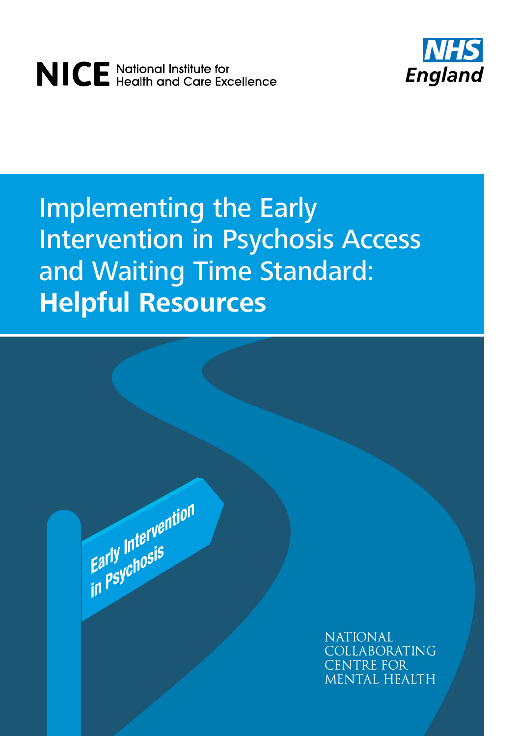NICE National Institute for Health and Care Excellence

NHS England

# Implementing the Early Intervention in Psychosis Access and Waiting Time Standard: **Helpful Resources**

Early Intervention in Psychosis

NATIONAL COLLABORATING CENTRE FOR MENTAL HEALTH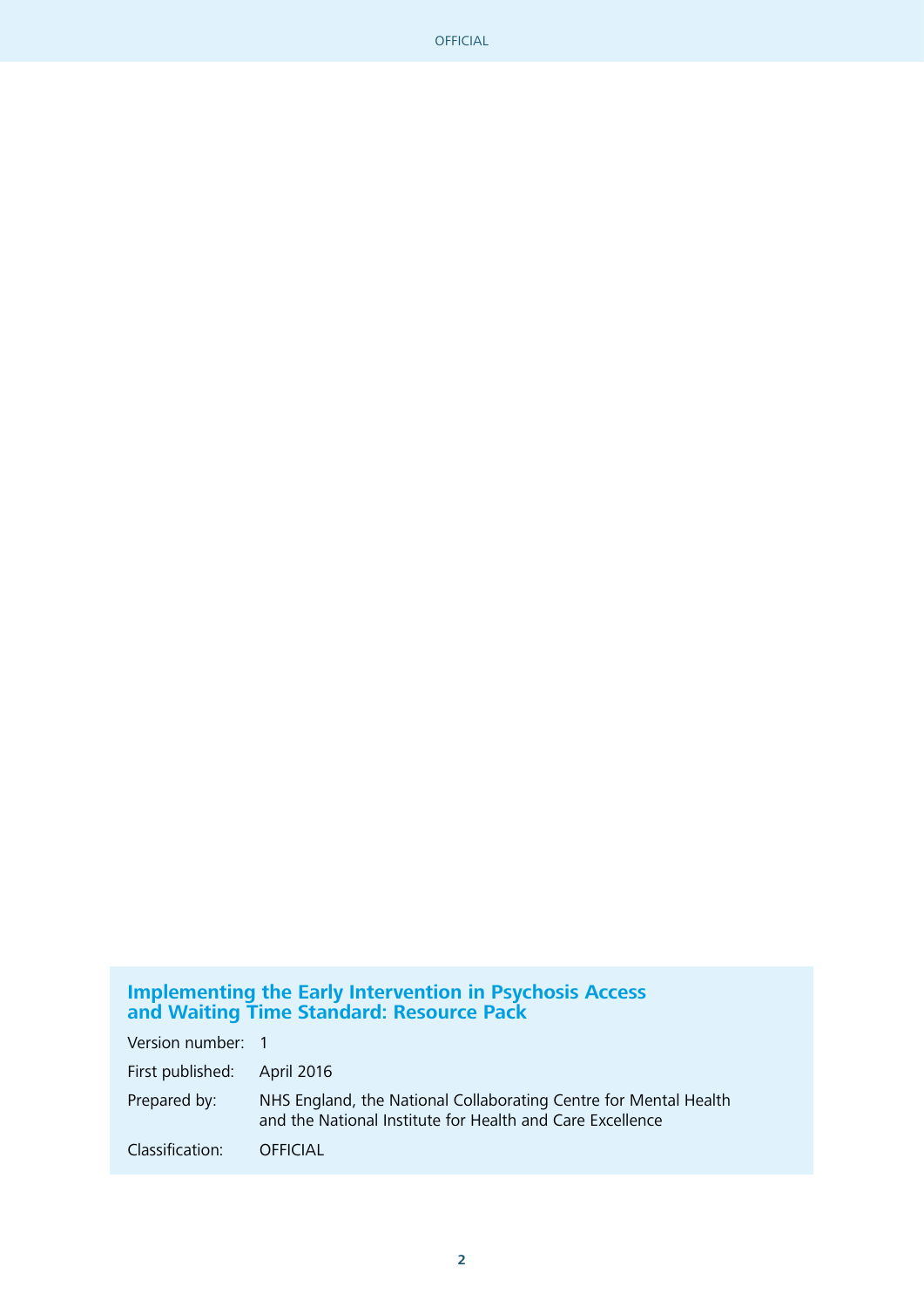**Implementing the Early Intervention in Psychosis Access and Waiting Time Standard: Resource Pack**

| | |
|---|---|
| Version number: | 1 |
| First published: | April 2016 |
| Prepared by: | NHS England, the National Collaborating Centre for Mental Health and the National Institute for Health and Care Excellence |
| Classification: | OFFICIAL |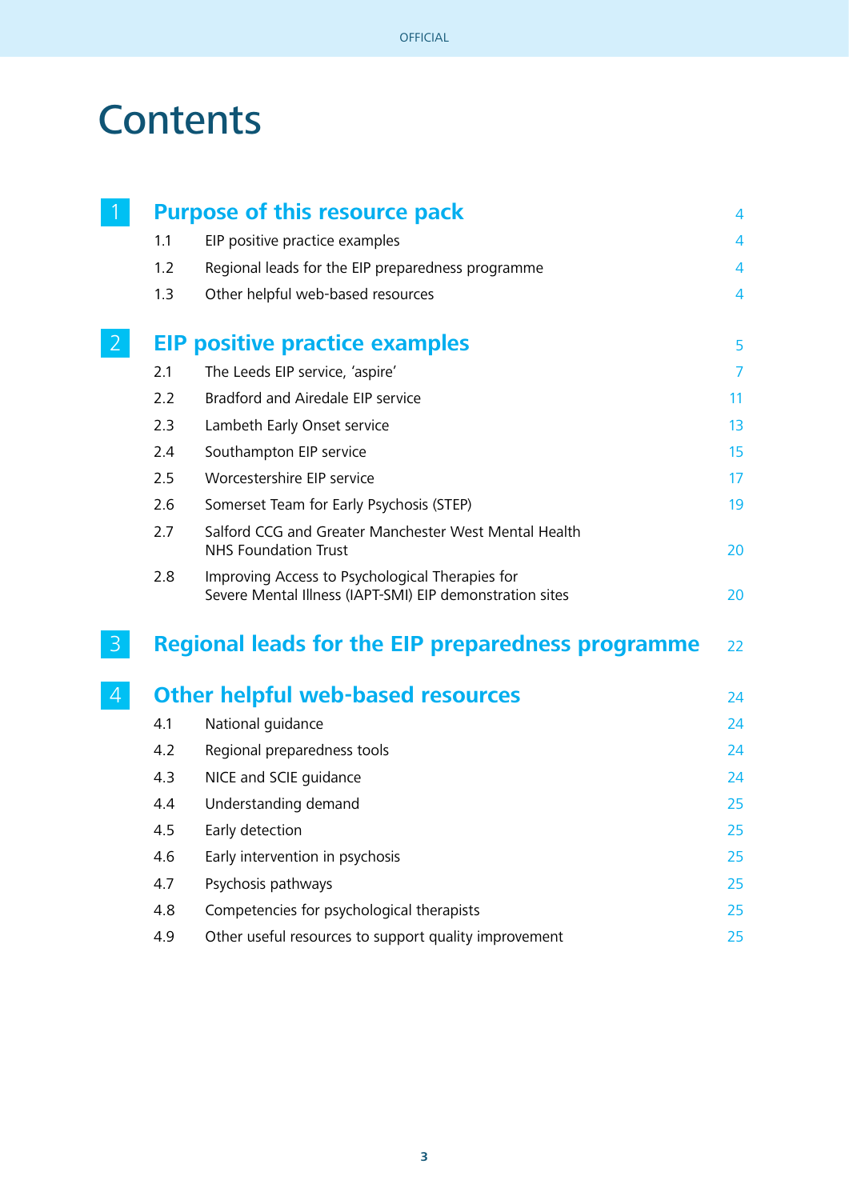# Contents

| | | |
|---|---|---|
| **1** | **Purpose of this resource pack** | **4** |
| 1.1 | EIP positive practice examples | 4 |
| 1.2 | Regional leads for the EIP preparedness programme | 4 |
| 1.3 | Other helpful web-based resources | 4 |
| **2** | **EIP positive practice examples** | **5** |
| 2.1 | The Leeds EIP service, 'aspire' | 7 |
| 2.2 | Bradford and Airedale EIP service | 11 |
| 2.3 | Lambeth Early Onset service | 13 |
| 2.4 | Southampton EIP service | 15 |
| 2.5 | Worcestershire EIP service | 17 |
| 2.6 | Somerset Team for Early Psychosis (STEP) | 19 |
| 2.7 | Salford CCG and Greater Manchester West Mental Health NHS Foundation Trust | 20 |
| 2.8 | Improving Access to Psychological Therapies for Severe Mental Illness (IAPT-SMI) EIP demonstration sites | 20 |
| **3** | **Regional leads for the EIP preparedness programme** | **22** |
| **4** | **Other helpful web-based resources** | **24** |
| 4.1 | National guidance | 24 |
| 4.2 | Regional preparedness tools | 24 |
| 4.3 | NICE and SCIE guidance | 24 |
| 4.4 | Understanding demand | 25 |
| 4.5 | Early detection | 25 |
| 4.6 | Early intervention in psychosis | 25 |
| 4.7 | Psychosis pathways | 25 |
| 4.8 | Competencies for psychological therapists | 25 |
| 4.9 | Other useful resources to support quality improvement | 25 |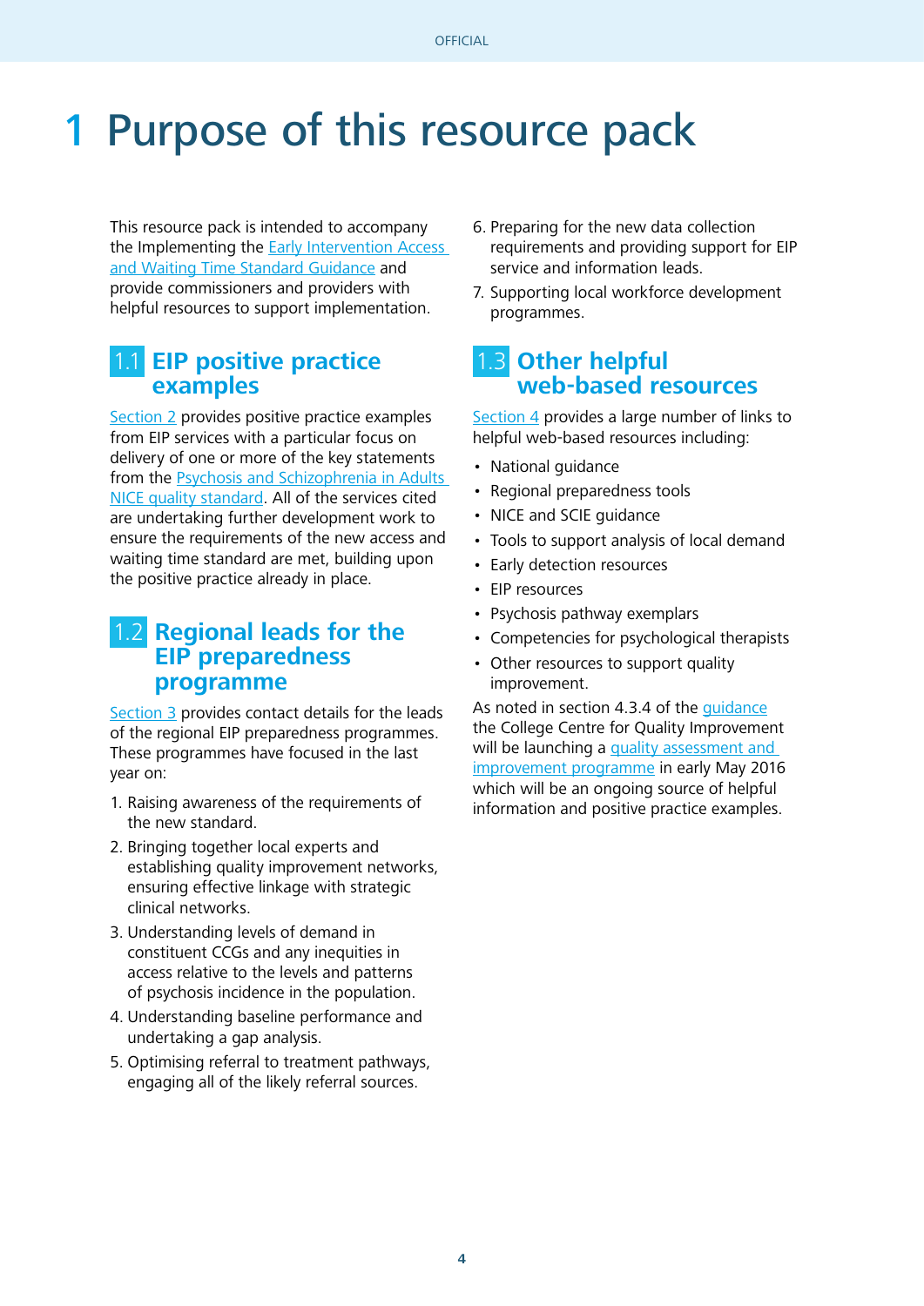# 1 Purpose of this resource pack

This resource pack is intended to accompany the Implementing the Early Intervention Access and Waiting Time Standard Guidance and provide commissioners and providers with helpful resources to support implementation.

## 1.1 EIP positive practice examples

Section 2 provides positive practice examples from EIP services with a particular focus on delivery of one or more of the key statements from the Psychosis and Schizophrenia in Adults NICE quality standard. All of the services cited are undertaking further development work to ensure the requirements of the new access and waiting time standard are met, building upon the positive practice already in place.

## 1.2 Regional leads for the EIP preparedness programme

Section 3 provides contact details for the leads of the regional EIP preparedness programmes. These programmes have focused in the last year on:

1. Raising awareness of the requirements of the new standard.
2. Bringing together local experts and establishing quality improvement networks, ensuring effective linkage with strategic clinical networks.
3. Understanding levels of demand in constituent CCGs and any inequities in access relative to the levels and patterns of psychosis incidence in the population.
4. Understanding baseline performance and undertaking a gap analysis.
5. Optimising referral to treatment pathways, engaging all of the likely referral sources.
6. Preparing for the new data collection requirements and providing support for EIP service and information leads.
7. Supporting local workforce development programmes.

## 1.3 Other helpful web-based resources

Section 4 provides a large number of links to helpful web-based resources including:

- National guidance
- Regional preparedness tools
- NICE and SCIE guidance
- Tools to support analysis of local demand
- Early detection resources
- EIP resources
- Psychosis pathway exemplars
- Competencies for psychological therapists
- Other resources to support quality improvement.

As noted in section 4.3.4 of the guidance the College Centre for Quality Improvement will be launching a quality assessment and improvement programme in early May 2016 which will be an ongoing source of helpful information and positive practice examples.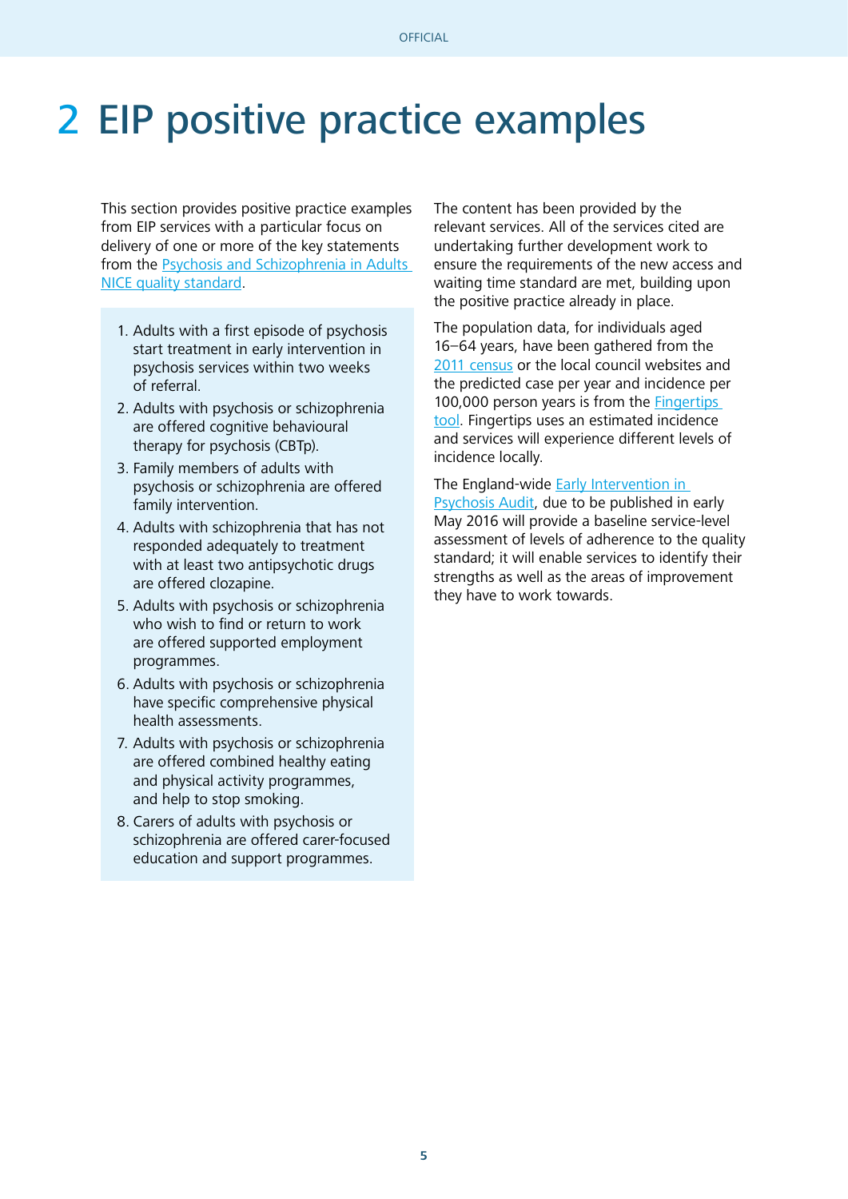// Omit "OFFICIAL" header and page number.
# 2 EIP positive practice examples

This section provides positive practice examples from EIP services with a particular focus on delivery of one or more of the key statements from the Psychosis and Schizophrenia in Adults NICE quality standard.

1. Adults with a first episode of psychosis start treatment in early intervention in psychosis services within two weeks of referral.
2. Adults with psychosis or schizophrenia are offered cognitive behavioural therapy for psychosis (CBTp).
3. Family members of adults with psychosis or schizophrenia are offered family intervention.
4. Adults with schizophrenia that has not responded adequately to treatment with at least two antipsychotic drugs are offered clozapine.
5. Adults with psychosis or schizophrenia who wish to find or return to work are offered supported employment programmes.
6. Adults with psychosis or schizophrenia have specific comprehensive physical health assessments.
7. Adults with psychosis or schizophrenia are offered combined healthy eating and physical activity programmes, and help to stop smoking.
8. Carers of adults with psychosis or schizophrenia are offered carer-focused education and support programmes.

The content has been provided by the relevant services. All of the services cited are undertaking further development work to ensure the requirements of the new access and waiting time standard are met, building upon the positive practice already in place.

The population data, for individuals aged 16–64 years, have been gathered from the 2011 census or the local council websites and the predicted case per year and incidence per 100,000 person years is from the Fingertips tool. Fingertips uses an estimated incidence and services will experience different levels of incidence locally.

The England-wide Early Intervention in Psychosis Audit, due to be published in early May 2016 will provide a baseline service-level assessment of levels of adherence to the quality standard; it will enable services to identify their strengths as well as the areas of improvement they have to work towards.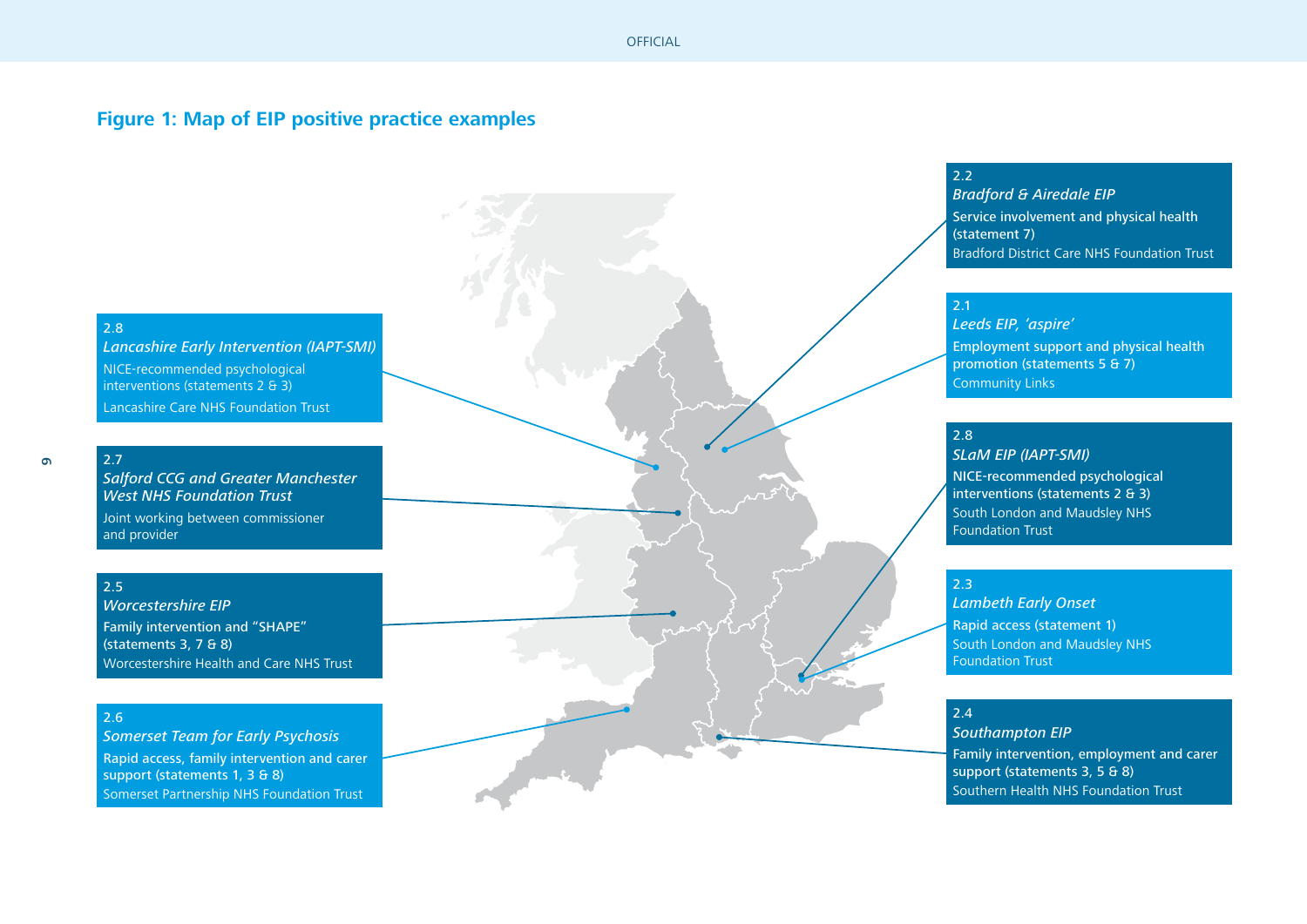## Figure 1: Map of EIP positive practice examples

**2.2**
*Bradford & Airedale EIP*
Service involvement and physical health (statement 7)
Bradford District Care NHS Foundation Trust

**2.1**
*Leeds EIP, 'aspire'*
Employment support and physical health promotion (statements 5 & 7)
Community Links

**2.8**
*SLaM EIP (IAPT-SMI)*
NICE-recommended psychological interventions (statements 2 & 3)
South London and Maudsley NHS Foundation Trust

**2.3**
*Lambeth Early Onset*
Rapid access (statement 1)
South London and Maudsley NHS Foundation Trust

**2.4**
*Southampton EIP*
Family intervention, employment and carer support (statements 3, 5 & 8)
Southern Health NHS Foundation Trust

**2.8**
*Lancashire Early Intervention (IAPT-SMI)*
NICE-recommended psychological interventions (statements 2 & 3)
Lancashire Care NHS Foundation Trust

**2.7**
*Salford CCG and Greater Manchester West NHS Foundation Trust*
Joint working between commissioner and provider

**2.5**
*Worcestershire EIP*
Family intervention and "SHAPE" (statements 3, 7 & 8)
Worcestershire Health and Care NHS Trust

**2.6**
*Somerset Team for Early Psychosis*
Rapid access, family intervention and carer support (statements 1, 3 & 8)
Somerset Partnership NHS Foundation Trust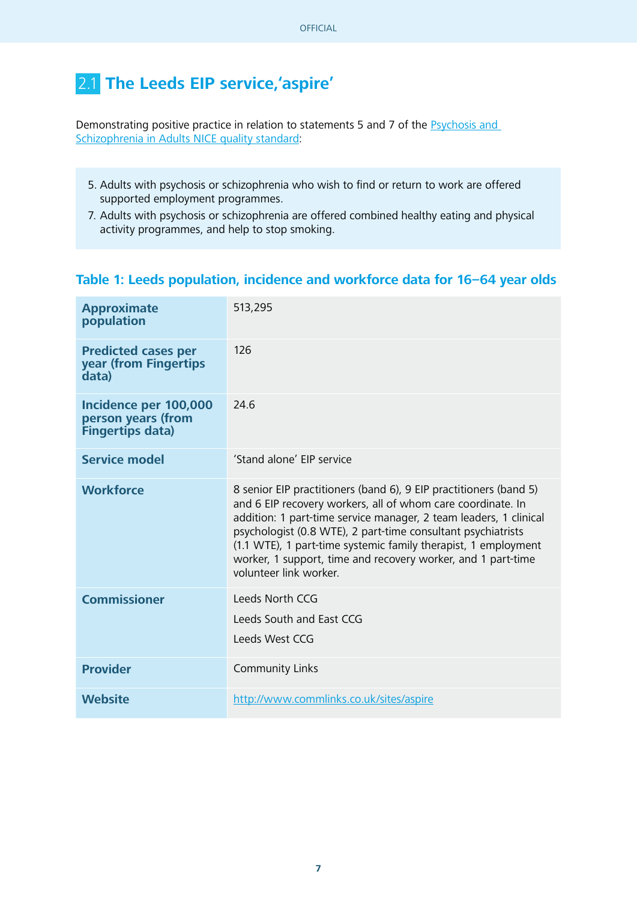## 2.1 The Leeds EIP service,'aspire'

Demonstrating positive practice in relation to statements 5 and 7 of the [Psychosis and Schizophrenia in Adults NICE quality standard]:

5. Adults with psychosis or schizophrenia who wish to find or return to work are offered supported employment programmes.
7. Adults with psychosis or schizophrenia are offered combined healthy eating and physical activity programmes, and help to stop smoking.

### Table 1: Leeds population, incidence and workforce data for 16–64 year olds

| | |
|---|---|
| **Approximate population** | 513,295 |
| **Predicted cases per year (from Fingertips data)** | 126 |
| **Incidence per 100,000 person years (from Fingertips data)** | 24.6 |
| **Service model** | 'Stand alone' EIP service |
| **Workforce** | 8 senior EIP practitioners (band 6), 9 EIP practitioners (band 5) and 6 EIP recovery workers, all of whom care coordinate. In addition: 1 part-time service manager, 2 team leaders, 1 clinical psychologist (0.8 WTE), 2 part-time consultant psychiatrists (1.1 WTE), 1 part-time systemic family therapist, 1 employment worker, 1 support, time and recovery worker, and 1 part-time volunteer link worker. |
| **Commissioner** | Leeds North CCG<br>Leeds South and East CCG<br>Leeds West CCG |
| **Provider** | Community Links |
| **Website** | http://www.commlinks.co.uk/sites/aspire |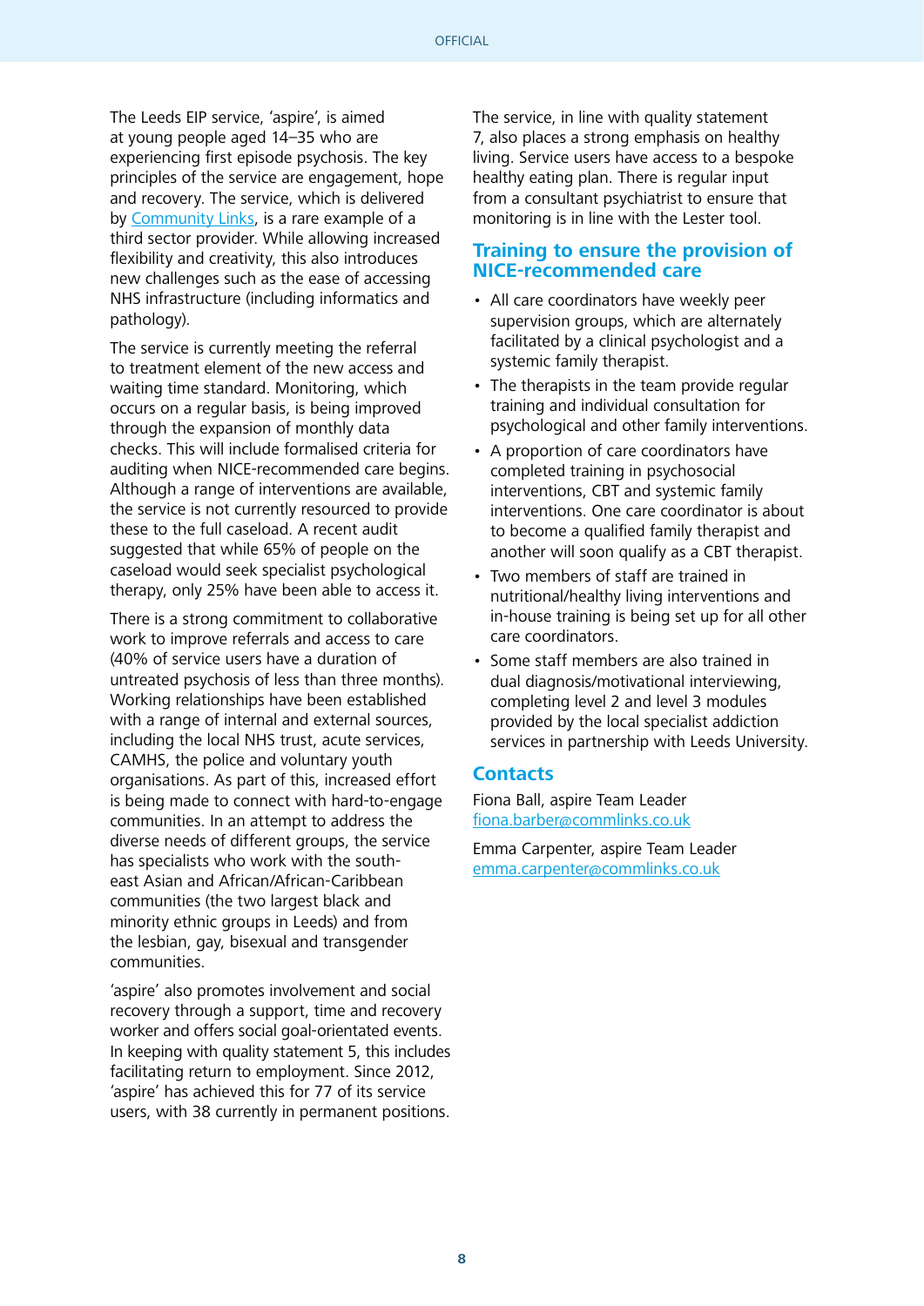The Leeds EIP service, 'aspire', is aimed at young people aged 14–35 who are experiencing first episode psychosis. The key principles of the service are engagement, hope and recovery. The service, which is delivered by [Community Links](), is a rare example of a third sector provider. While allowing increased flexibility and creativity, this also introduces new challenges such as the ease of accessing NHS infrastructure (including informatics and pathology).

The service is currently meeting the referral to treatment element of the new access and waiting time standard. Monitoring, which occurs on a regular basis, is being improved through the expansion of monthly data checks. This will include formalised criteria for auditing when NICE-recommended care begins. Although a range of interventions are available, the service is not currently resourced to provide these to the full caseload. A recent audit suggested that while 65% of people on the caseload would seek specialist psychological therapy, only 25% have been able to access it.

There is a strong commitment to collaborative work to improve referrals and access to care (40% of service users have a duration of untreated psychosis of less than three months). Working relationships have been established with a range of internal and external sources, including the local NHS trust, acute services, CAMHS, the police and voluntary youth organisations. As part of this, increased effort is being made to connect with hard-to-engage communities. In an attempt to address the diverse needs of different groups, the service has specialists who work with the south-east Asian and African/African-Caribbean communities (the two largest black and minority ethnic groups in Leeds) and from the lesbian, gay, bisexual and transgender communities.

'aspire' also promotes involvement and social recovery through a support, time and recovery worker and offers social goal-orientated events. In keeping with quality statement 5, this includes facilitating return to employment. Since 2012, 'aspire' has achieved this for 77 of its service users, with 38 currently in permanent positions.

The service, in line with quality statement 7, also places a strong emphasis on healthy living. Service users have access to a bespoke healthy eating plan. There is regular input from a consultant psychiatrist to ensure that monitoring is in line with the Lester tool.

## Training to ensure the provision of NICE-recommended care

- All care coordinators have weekly peer supervision groups, which are alternately facilitated by a clinical psychologist and a systemic family therapist.
- The therapists in the team provide regular training and individual consultation for psychological and other family interventions.
- A proportion of care coordinators have completed training in psychosocial interventions, CBT and systemic family interventions. One care coordinator is about to become a qualified family therapist and another will soon qualify as a CBT therapist.
- Two members of staff are trained in nutritional/healthy living interventions and in-house training is being set up for all other care coordinators.
- Some staff members are also trained in dual diagnosis/motivational interviewing, completing level 2 and level 3 modules provided by the local specialist addiction services in partnership with Leeds University.

## Contacts

Fiona Ball, aspire Team Leader
[fiona.barber@commlinks.co.uk](mailto:fiona.barber@commlinks.co.uk)

Emma Carpenter, aspire Team Leader
[emma.carpenter@commlinks.co.uk](mailto:emma.carpenter@commlinks.co.uk)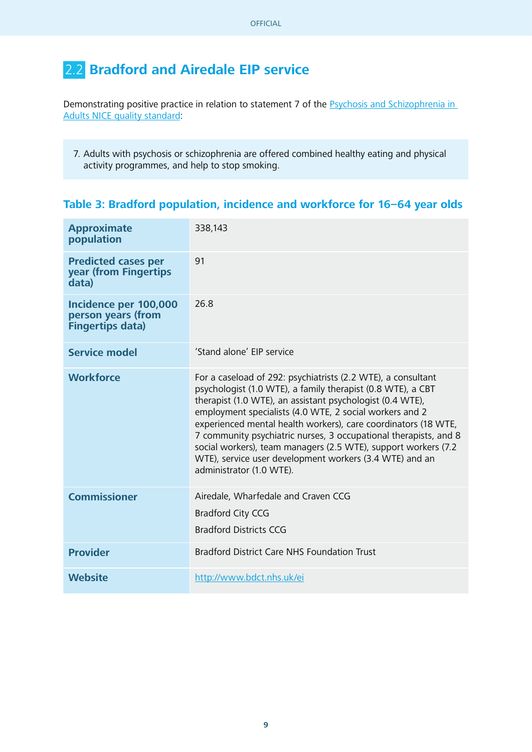## 2.2 Bradford and Airedale EIP service

Demonstrating positive practice in relation to statement 7 of the Psychosis and Schizophrenia in Adults NICE quality standard:

> 7. Adults with psychosis or schizophrenia are offered combined healthy eating and physical activity programmes, and help to stop smoking.

### Table 3: Bradford population, incidence and workforce for 16–64 year olds

| | |
|---|---|
| **Approximate population** | 338,143 |
| **Predicted cases per year (from Fingertips data)** | 91 |
| **Incidence per 100,000 person years (from Fingertips data)** | 26.8 |
| **Service model** | 'Stand alone' EIP service |
| **Workforce** | For a caseload of 292: psychiatrists (2.2 WTE), a consultant psychologist (1.0 WTE), a family therapist (0.8 WTE), a CBT therapist (1.0 WTE), an assistant psychologist (0.4 WTE), employment specialists (4.0 WTE, 2 social workers and 2 experienced mental health workers), care coordinators (18 WTE, 7 community psychiatric nurses, 3 occupational therapists, and 8 social workers), team managers (2.5 WTE), support workers (7.2 WTE), service user development workers (3.4 WTE) and an administrator (1.0 WTE). |
| **Commissioner** | Airedale, Wharfedale and Craven CCG<br>Bradford City CCG<br>Bradford Districts CCG |
| **Provider** | Bradford District Care NHS Foundation Trust |
| **Website** | http://www.bdct.nhs.uk/ei |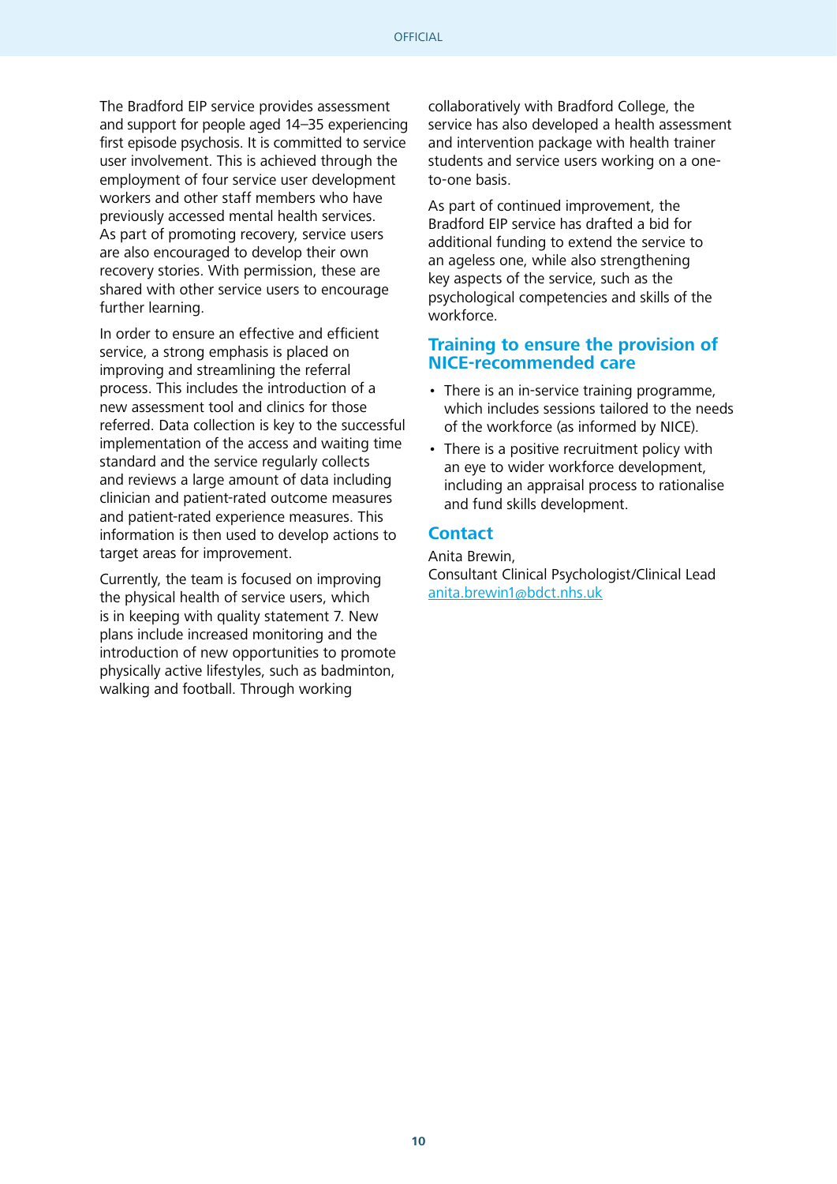The Bradford EIP service provides assessment and support for people aged 14–35 experiencing first episode psychosis. It is committed to service user involvement. This is achieved through the employment of four service user development workers and other staff members who have previously accessed mental health services. As part of promoting recovery, service users are also encouraged to develop their own recovery stories. With permission, these are shared with other service users to encourage further learning.

In order to ensure an effective and efficient service, a strong emphasis is placed on improving and streamlining the referral process. This includes the introduction of a new assessment tool and clinics for those referred. Data collection is key to the successful implementation of the access and waiting time standard and the service regularly collects and reviews a large amount of data including clinician and patient-rated outcome measures and patient-rated experience measures. This information is then used to develop actions to target areas for improvement.

Currently, the team is focused on improving the physical health of service users, which is in keeping with quality statement 7. New plans include increased monitoring and the introduction of new opportunities to promote physically active lifestyles, such as badminton, walking and football. Through working collaboratively with Bradford College, the service has also developed a health assessment and intervention package with health trainer students and service users working on a one-to-one basis.

As part of continued improvement, the Bradford EIP service has drafted a bid for additional funding to extend the service to an ageless one, while also strengthening key aspects of the service, such as the psychological competencies and skills of the workforce.

## Training to ensure the provision of NICE-recommended care

- There is an in-service training programme, which includes sessions tailored to the needs of the workforce (as informed by NICE).
- There is a positive recruitment policy with an eye to wider workforce development, including an appraisal process to rationalise and fund skills development.

## Contact

Anita Brewin,
Consultant Clinical Psychologist/Clinical Lead
anita.brewin1@bdct.nhs.uk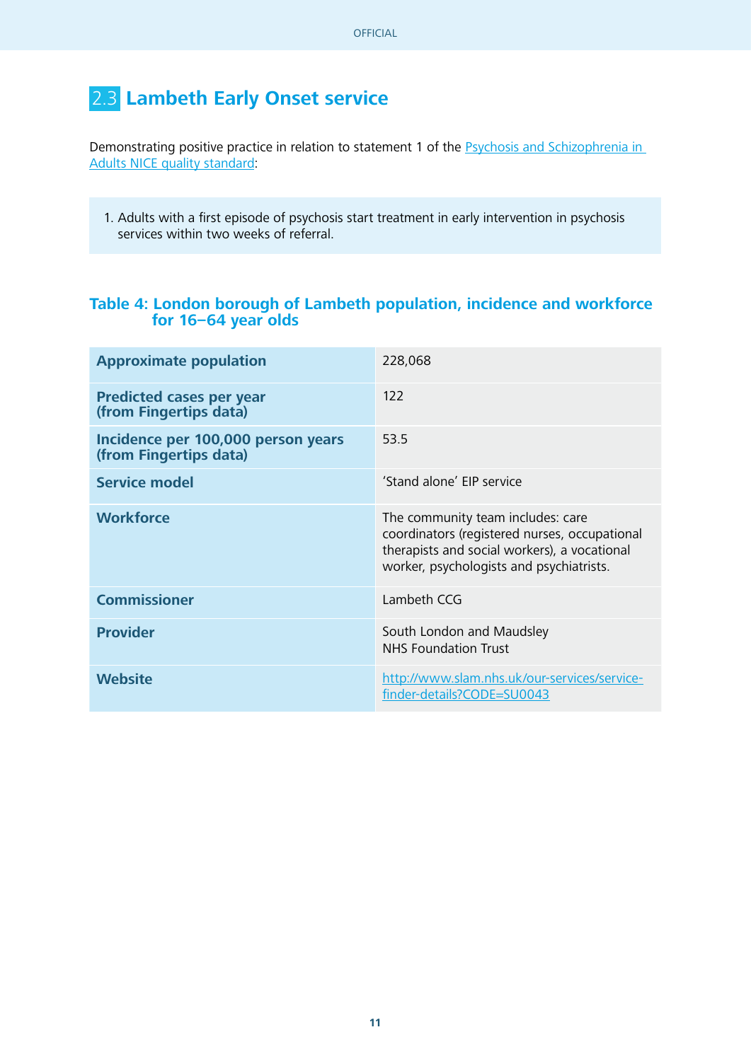## 2.3 Lambeth Early Onset service

Demonstrating positive practice in relation to statement 1 of the [Psychosis and Schizophrenia in Adults NICE quality standard](#):

1. Adults with a first episode of psychosis start treatment in early intervention in psychosis services within two weeks of referral.

### Table 4: London borough of Lambeth population, incidence and workforce for 16–64 year olds

| | |
|---|---|
| **Approximate population** | 228,068 |
| **Predicted cases per year (from Fingertips data)** | 122 |
| **Incidence per 100,000 person years (from Fingertips data)** | 53.5 |
| **Service model** | 'Stand alone' EIP service |
| **Workforce** | The community team includes: care coordinators (registered nurses, occupational therapists and social workers), a vocational worker, psychologists and psychiatrists. |
| **Commissioner** | Lambeth CCG |
| **Provider** | South London and Maudsley NHS Foundation Trust |
| **Website** | http://www.slam.nhs.uk/our-services/service-finder-details?CODE=SU0043 |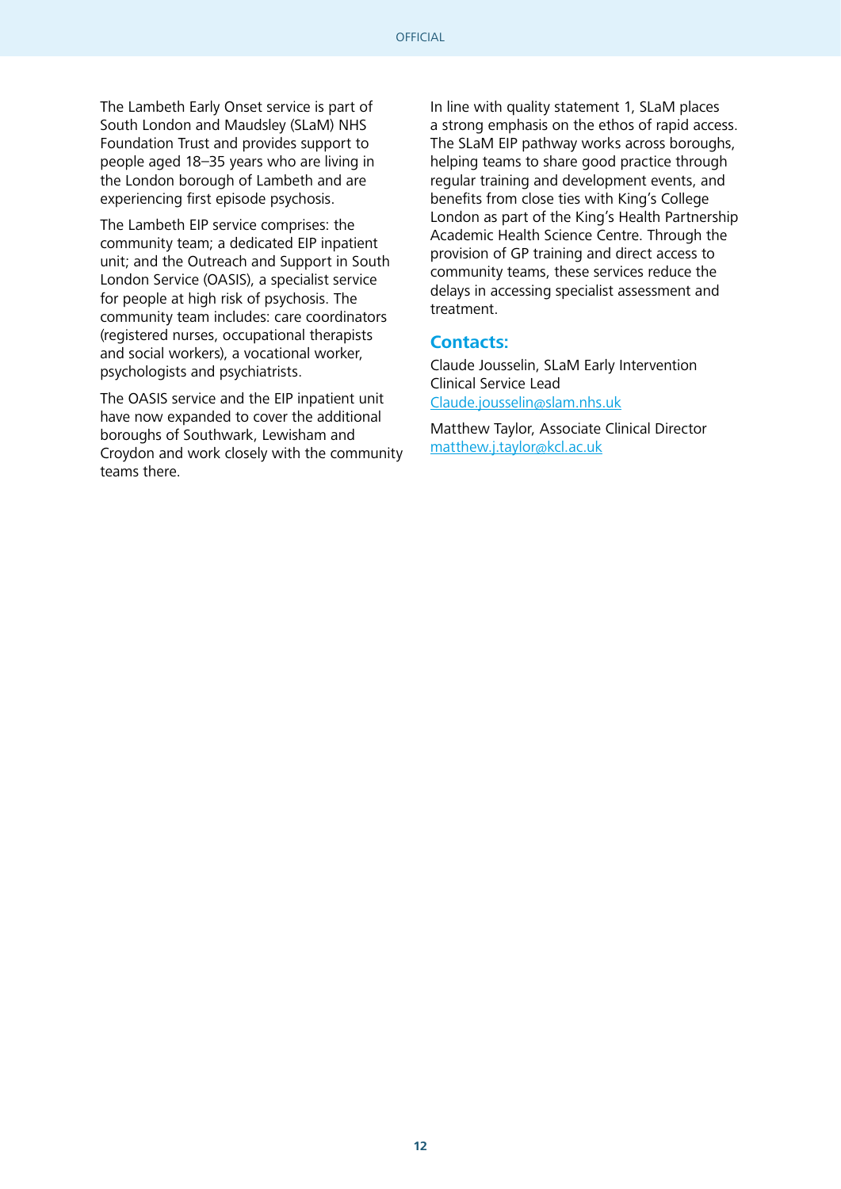The Lambeth Early Onset service is part of South London and Maudsley (SLaM) NHS Foundation Trust and provides support to people aged 18–35 years who are living in the London borough of Lambeth and are experiencing first episode psychosis.

The Lambeth EIP service comprises: the community team; a dedicated EIP inpatient unit; and the Outreach and Support in South London Service (OASIS), a specialist service for people at high risk of psychosis. The community team includes: care coordinators (registered nurses, occupational therapists and social workers), a vocational worker, psychologists and psychiatrists.

The OASIS service and the EIP inpatient unit have now expanded to cover the additional boroughs of Southwark, Lewisham and Croydon and work closely with the community teams there.

In line with quality statement 1, SLaM places a strong emphasis on the ethos of rapid access. The SLaM EIP pathway works across boroughs, helping teams to share good practice through regular training and development events, and benefits from close ties with King's College London as part of the King's Health Partnership Academic Health Science Centre. Through the provision of GP training and direct access to community teams, these services reduce the delays in accessing specialist assessment and treatment.

## Contacts:

Claude Jousselin, SLaM Early Intervention Clinical Service Lead
Claude.jousselin@slam.nhs.uk

Matthew Taylor, Associate Clinical Director
matthew.j.taylor@kcl.ac.uk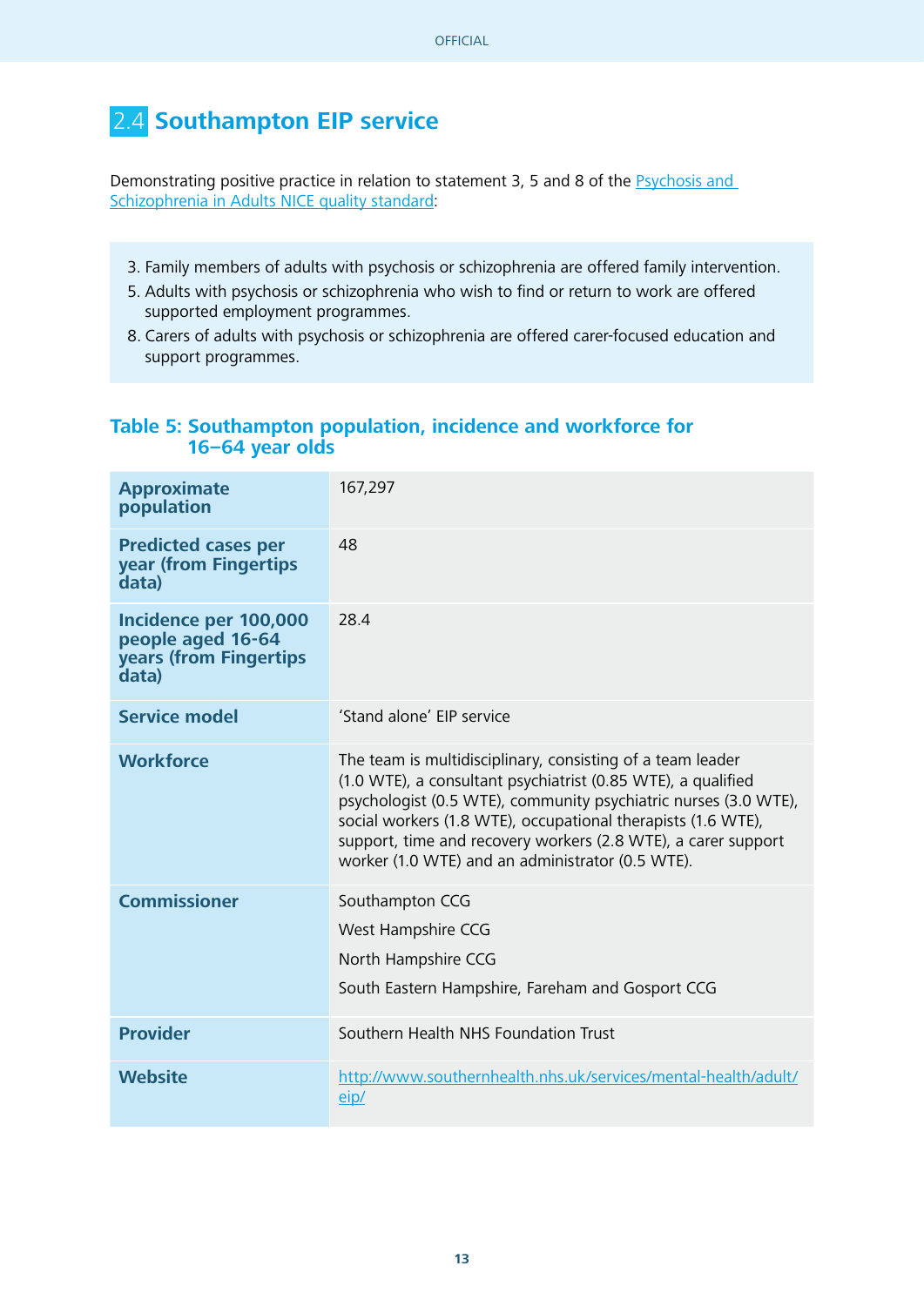## 2.4 Southampton EIP service

Demonstrating positive practice in relation to statement 3, 5 and 8 of the [Psychosis and Schizophrenia in Adults NICE quality standard]:

3. Family members of adults with psychosis or schizophrenia are offered family intervention.
5. Adults with psychosis or schizophrenia who wish to find or return to work are offered supported employment programmes.
8. Carers of adults with psychosis or schizophrenia are offered carer-focused education and support programmes.

### Table 5: Southampton population, incidence and workforce for 16–64 year olds

| | |
|---|---|
| **Approximate population** | 167,297 |
| **Predicted cases per year (from Fingertips data)** | 48 |
| **Incidence per 100,000 people aged 16-64 years (from Fingertips data)** | 28.4 |
| **Service model** | 'Stand alone' EIP service |
| **Workforce** | The team is multidisciplinary, consisting of a team leader (1.0 WTE), a consultant psychiatrist (0.85 WTE), a qualified psychologist (0.5 WTE), community psychiatric nurses (3.0 WTE), social workers (1.8 WTE), occupational therapists (1.6 WTE), support, time and recovery workers (2.8 WTE), a carer support worker (1.0 WTE) and an administrator (0.5 WTE). |
| **Commissioner** | Southampton CCG<br>West Hampshire CCG<br>North Hampshire CCG<br>South Eastern Hampshire, Fareham and Gosport CCG |
| **Provider** | Southern Health NHS Foundation Trust |
| **Website** | http://www.southernhealth.nhs.uk/services/mental-health/adult/eip/ |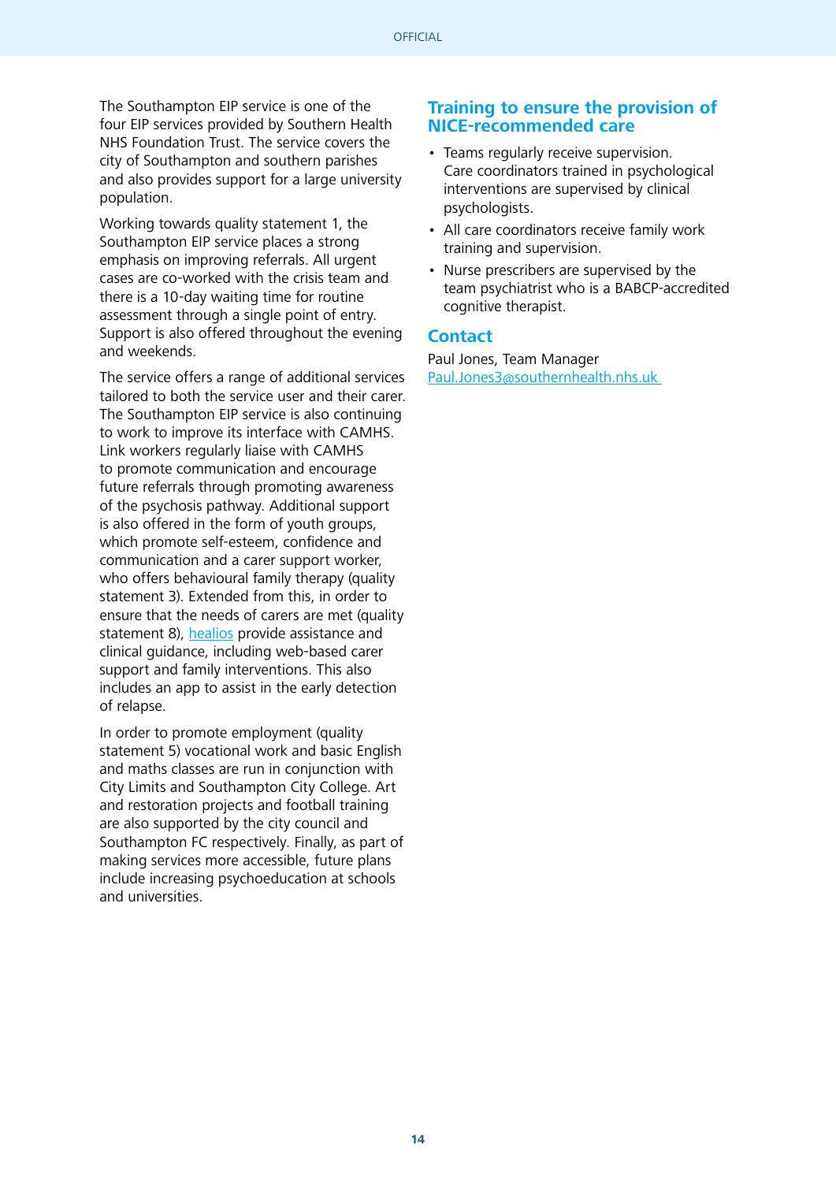The Southampton EIP service is one of the four EIP services provided by Southern Health NHS Foundation Trust. The service covers the city of Southampton and southern parishes and also provides support for a large university population.

Working towards quality statement 1, the Southampton EIP service places a strong emphasis on improving referrals. All urgent cases are co-worked with the crisis team and there is a 10-day waiting time for routine assessment through a single point of entry. Support is also offered throughout the evening and weekends.

The service offers a range of additional services tailored to both the service user and their carer. The Southampton EIP service is also continuing to work to improve its interface with CAMHS. Link workers regularly liaise with CAMHS to promote communication and encourage future referrals through promoting awareness of the psychosis pathway. Additional support is also offered in the form of youth groups, which promote self-esteem, confidence and communication and a carer support worker, who offers behavioural family therapy (quality statement 3). Extended from this, in order to ensure that the needs of carers are met (quality statement 8), [healios](healios) provide assistance and clinical guidance, including web-based carer support and family interventions. This also includes an app to assist in the early detection of relapse.

In order to promote employment (quality statement 5) vocational work and basic English and maths classes are run in conjunction with City Limits and Southampton City College. Art and restoration projects and football training are also supported by the city council and Southampton FC respectively. Finally, as part of making services more accessible, future plans include increasing psychoeducation at schools and universities.

## Training to ensure the provision of NICE-recommended care

- Teams regularly receive supervision. Care coordinators trained in psychological interventions are supervised by clinical psychologists.
- All care coordinators receive family work training and supervision.
- Nurse prescribers are supervised by the team psychiatrist who is a BABCP-accredited cognitive therapist.

## Contact

Paul Jones, Team Manager
[Paul.Jones3@southernhealth.nhs.uk](mailto:Paul.Jones3@southernhealth.nhs.uk)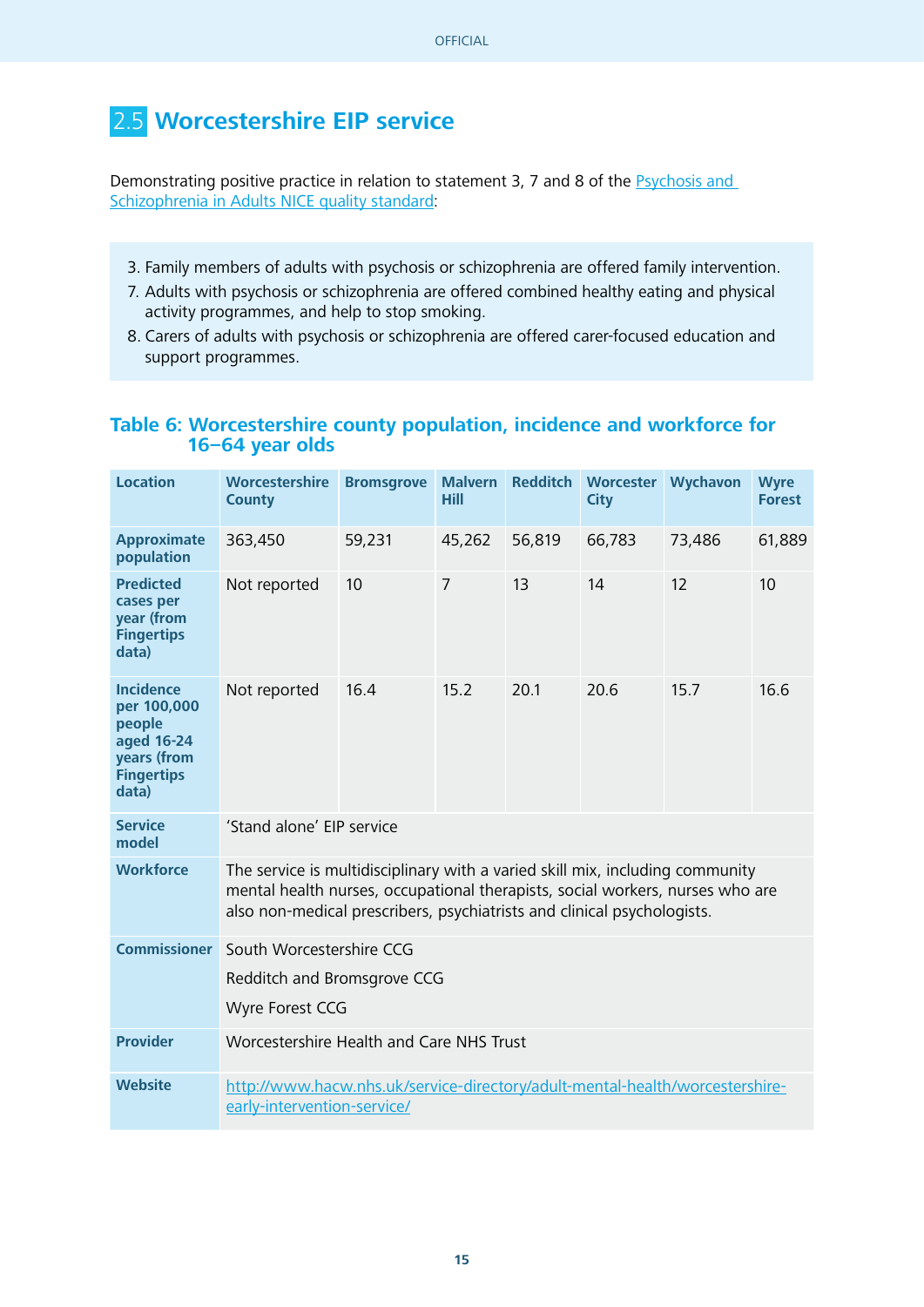## 2.5 Worcestershire EIP service

Demonstrating positive practice in relation to statement 3, 7 and 8 of the [Psychosis and Schizophrenia in Adults NICE quality standard]:

3. Family members of adults with psychosis or schizophrenia are offered family intervention.
7. Adults with psychosis or schizophrenia are offered combined healthy eating and physical activity programmes, and help to stop smoking.
8. Carers of adults with psychosis or schizophrenia are offered carer-focused education and support programmes.

### Table 6: Worcestershire county population, incidence and workforce for 16–64 year olds

| Location | Worcestershire County | Bromsgrove | Malvern Hill | Redditch | Worcester City | Wychavon | Wyre Forest |
|---|---|---|---|---|---|---|---|
| **Approximate population** | 363,450 | 59,231 | 45,262 | 56,819 | 66,783 | 73,486 | 61,889 |
| **Predicted cases per year (from Fingertips data)** | Not reported | 10 | 7 | 13 | 14 | 12 | 10 |
| **Incidence per 100,000 people aged 16-24 years (from Fingertips data)** | Not reported | 16.4 | 15.2 | 20.1 | 20.6 | 15.7 | 16.6 |
| **Service model** | 'Stand alone' EIP service | | | | | | |
| **Workforce** | The service is multidisciplinary with a varied skill mix, including community mental health nurses, occupational therapists, social workers, nurses who are also non-medical prescribers, psychiatrists and clinical psychologists. | | | | | | |
| **Commissioner** | South Worcestershire CCG<br>Redditch and Bromsgrove CCG<br>Wyre Forest CCG | | | | | | |
| **Provider** | Worcestershire Health and Care NHS Trust | | | | | | |
| **Website** | http://www.hacw.nhs.uk/service-directory/adult-mental-health/worcestershire-early-intervention-service/ | | | | | | |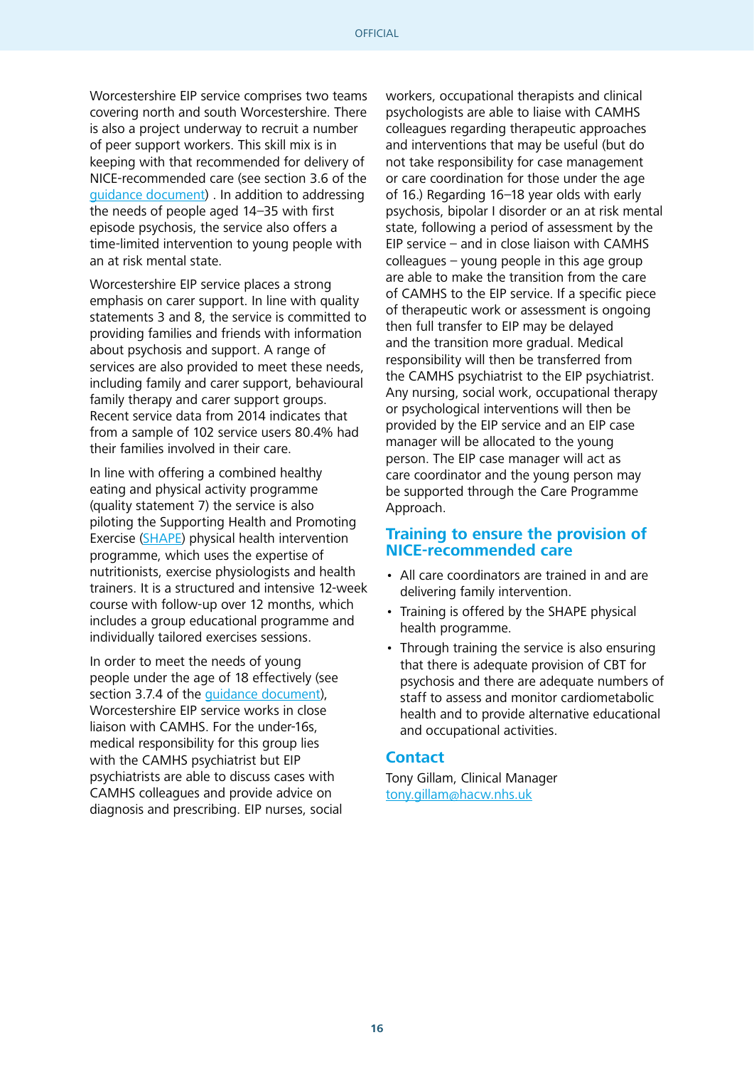Worcestershire EIP service comprises two teams covering north and south Worcestershire. There is also a project underway to recruit a number of peer support workers. This skill mix is in keeping with that recommended for delivery of NICE-recommended care (see section 3.6 of the guidance document) . In addition to addressing the needs of people aged 14–35 with first episode psychosis, the service also offers a time-limited intervention to young people with an at risk mental state.

Worcestershire EIP service places a strong emphasis on carer support. In line with quality statements 3 and 8, the service is committed to providing families and friends with information about psychosis and support. A range of services are also provided to meet these needs, including family and carer support, behavioural family therapy and carer support groups. Recent service data from 2014 indicates that from a sample of 102 service users 80.4% had their families involved in their care.

In line with offering a combined healthy eating and physical activity programme (quality statement 7) the service is also piloting the Supporting Health and Promoting Exercise (SHAPE) physical health intervention programme, which uses the expertise of nutritionists, exercise physiologists and health trainers. It is a structured and intensive 12-week course with follow-up over 12 months, which includes a group educational programme and individually tailored exercises sessions.

In order to meet the needs of young people under the age of 18 effectively (see section 3.7.4 of the guidance document), Worcestershire EIP service works in close liaison with CAMHS. For the under-16s, medical responsibility for this group lies with the CAMHS psychiatrist but EIP psychiatrists are able to discuss cases with CAMHS colleagues and provide advice on diagnosis and prescribing. EIP nurses, social workers, occupational therapists and clinical psychologists are able to liaise with CAMHS colleagues regarding therapeutic approaches and interventions that may be useful (but do not take responsibility for case management or care coordination for those under the age of 16.) Regarding 16–18 year olds with early psychosis, bipolar I disorder or an at risk mental state, following a period of assessment by the EIP service – and in close liaison with CAMHS colleagues – young people in this age group are able to make the transition from the care of CAMHS to the EIP service. If a specific piece of therapeutic work or assessment is ongoing then full transfer to EIP may be delayed and the transition more gradual. Medical responsibility will then be transferred from the CAMHS psychiatrist to the EIP psychiatrist. Any nursing, social work, occupational therapy or psychological interventions will then be provided by the EIP service and an EIP case manager will be allocated to the young person. The EIP case manager will act as care coordinator and the young person may be supported through the Care Programme Approach.

## Training to ensure the provision of NICE-recommended care

- All care coordinators are trained in and are delivering family intervention.
- Training is offered by the SHAPE physical health programme.
- Through training the service is also ensuring that there is adequate provision of CBT for psychosis and there are adequate numbers of staff to assess and monitor cardiometabolic health and to provide alternative educational and occupational activities.

## Contact

Tony Gillam, Clinical Manager
tony.gillam@hacw.nhs.uk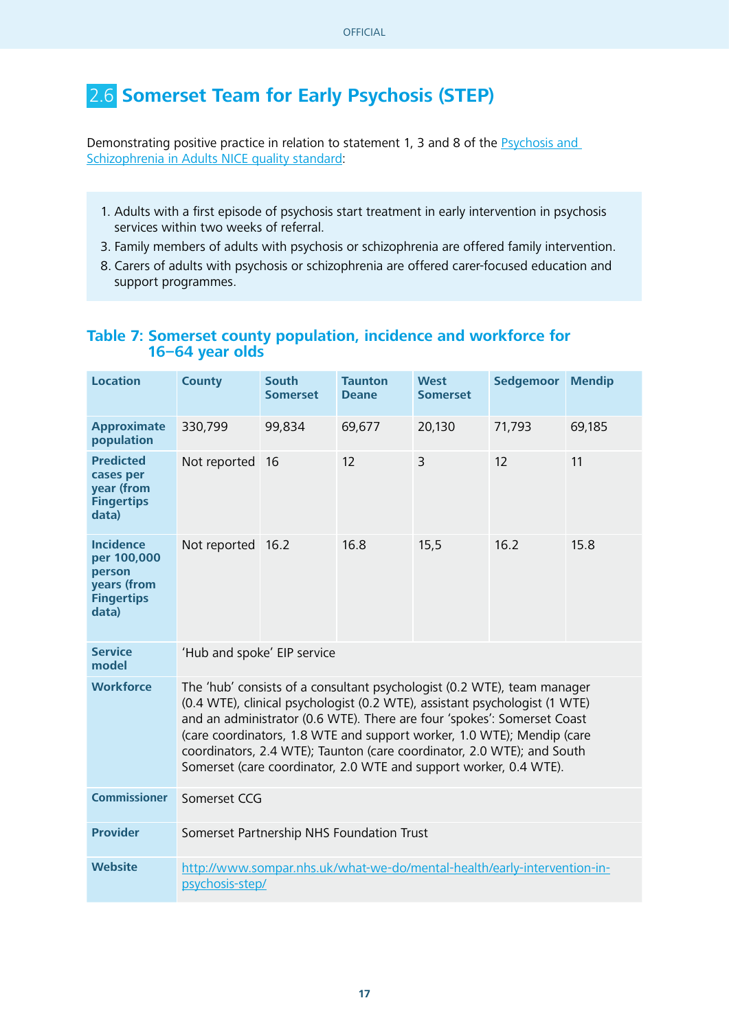## 2.6 Somerset Team for Early Psychosis (STEP)

Demonstrating positive practice in relation to statement 1, 3 and 8 of the Psychosis and Schizophrenia in Adults NICE quality standard:

1. Adults with a first episode of psychosis start treatment in early intervention in psychosis services within two weeks of referral.
3. Family members of adults with psychosis or schizophrenia are offered family intervention.
8. Carers of adults with psychosis or schizophrenia are offered carer-focused education and support programmes.

### Table 7: Somerset county population, incidence and workforce for 16–64 year olds

| Location | County | South Somerset | Taunton Deane | West Somerset | Sedgemoor | Mendip |
|---|---|---|---|---|---|---|
| **Approximate population** | 330,799 | 99,834 | 69,677 | 20,130 | 71,793 | 69,185 |
| **Predicted cases per year (from Fingertips data)** | Not reported | 16 | 12 | 3 | 12 | 11 |
| **Incidence per 100,000 person years (from Fingertips data)** | Not reported | 16.2 | 16.8 | 15,5 | 16.2 | 15.8 |
| **Service model** | 'Hub and spoke' EIP service | | | | | |
| **Workforce** | The 'hub' consists of a consultant psychologist (0.2 WTE), team manager (0.4 WTE), clinical psychologist (0.2 WTE), assistant psychologist (1 WTE) and an administrator (0.6 WTE). There are four 'spokes': Somerset Coast (care coordinators, 1.8 WTE and support worker, 1.0 WTE); Mendip (care coordinators, 2.4 WTE); Taunton (care coordinator, 2.0 WTE); and South Somerset (care coordinator, 2.0 WTE and support worker, 0.4 WTE). | | | | | |
| **Commissioner** | Somerset CCG | | | | | |
| **Provider** | Somerset Partnership NHS Foundation Trust | | | | | |
| **Website** | http://www.sompar.nhs.uk/what-we-do/mental-health/early-intervention-in-psychosis-step/ | | | | | |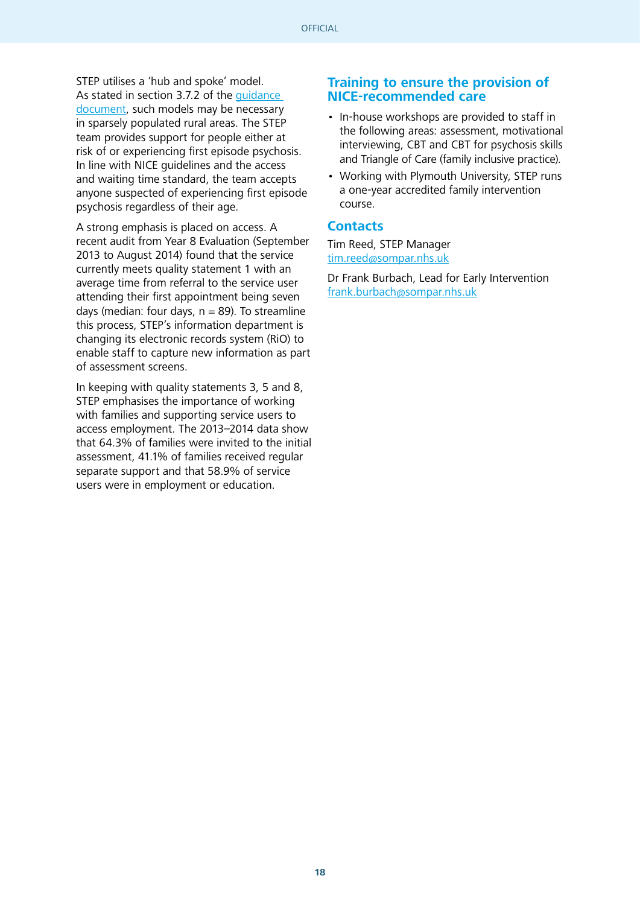STEP utilises a 'hub and spoke' model. As stated in section 3.7.2 of the guidance document, such models may be necessary in sparsely populated rural areas. The STEP team provides support for people either at risk of or experiencing first episode psychosis. In line with NICE guidelines and the access and waiting time standard, the team accepts anyone suspected of experiencing first episode psychosis regardless of their age.

A strong emphasis is placed on access. A recent audit from Year 8 Evaluation (September 2013 to August 2014) found that the service currently meets quality statement 1 with an average time from referral to the service user attending their first appointment being seven days (median: four days, n = 89). To streamline this process, STEP's information department is changing its electronic records system (RiO) to enable staff to capture new information as part of assessment screens.

In keeping with quality statements 3, 5 and 8, STEP emphasises the importance of working with families and supporting service users to access employment. The 2013–2014 data show that 64.3% of families were invited to the initial assessment, 41.1% of families received regular separate support and that 58.9% of service users were in employment or education.

## Training to ensure the provision of NICE-recommended care

- In-house workshops are provided to staff in the following areas: assessment, motivational interviewing, CBT and CBT for psychosis skills and Triangle of Care (family inclusive practice).
- Working with Plymouth University, STEP runs a one-year accredited family intervention course.

## Contacts

Tim Reed, STEP Manager
tim.reed@sompar.nhs.uk

Dr Frank Burbach, Lead for Early Intervention
frank.burbach@sompar.nhs.uk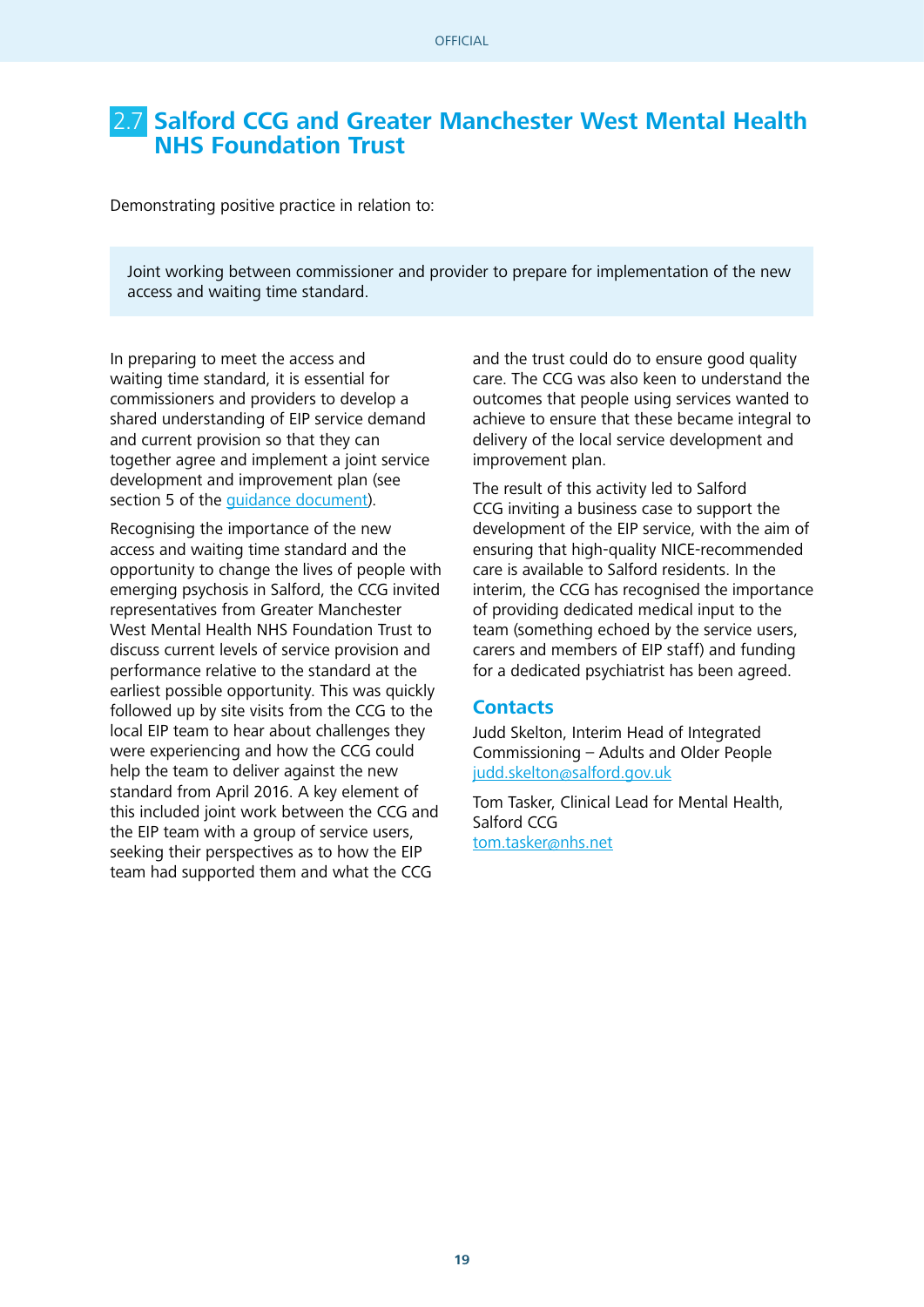## 2.7 Salford CCG and Greater Manchester West Mental Health NHS Foundation Trust

Demonstrating positive practice in relation to:

> Joint working between commissioner and provider to prepare for implementation of the new access and waiting time standard.

In preparing to meet the access and waiting time standard, it is essential for commissioners and providers to develop a shared understanding of EIP service demand and current provision so that they can together agree and implement a joint service development and improvement plan (see section 5 of the guidance document).

Recognising the importance of the new access and waiting time standard and the opportunity to change the lives of people with emerging psychosis in Salford, the CCG invited representatives from Greater Manchester West Mental Health NHS Foundation Trust to discuss current levels of service provision and performance relative to the standard at the earliest possible opportunity. This was quickly followed up by site visits from the CCG to the local EIP team to hear about challenges they were experiencing and how the CCG could help the team to deliver against the new standard from April 2016. A key element of this included joint work between the CCG and the EIP team with a group of service users, seeking their perspectives as to how the EIP team had supported them and what the CCG and the trust could do to ensure good quality care. The CCG was also keen to understand the outcomes that people using services wanted to achieve to ensure that these became integral to delivery of the local service development and improvement plan.

The result of this activity led to Salford CCG inviting a business case to support the development of the EIP service, with the aim of ensuring that high-quality NICE-recommended care is available to Salford residents. In the interim, the CCG has recognised the importance of providing dedicated medical input to the team (something echoed by the service users, carers and members of EIP staff) and funding for a dedicated psychiatrist has been agreed.

### Contacts

Judd Skelton, Interim Head of Integrated Commissioning – Adults and Older People
judd.skelton@salford.gov.uk

Tom Tasker, Clinical Lead for Mental Health, Salford CCG
tom.tasker@nhs.net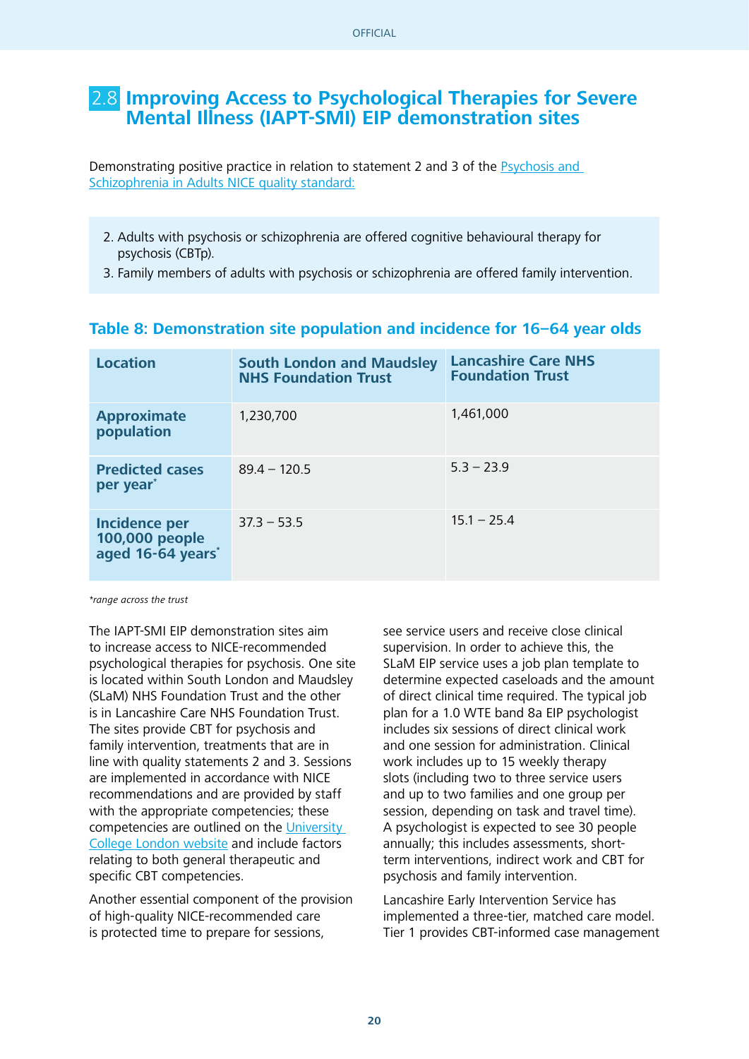## 2.8 Improving Access to Psychological Therapies for Severe Mental Illness (IAPT-SMI) EIP demonstration sites

Demonstrating positive practice in relation to statement 2 and 3 of the Psychosis and Schizophrenia in Adults NICE quality standard:

2. Adults with psychosis or schizophrenia are offered cognitive behavioural therapy for psychosis (CBTp).
3. Family members of adults with psychosis or schizophrenia are offered family intervention.

### Table 8: Demonstration site population and incidence for 16–64 year olds

| Location | South London and Maudsley NHS Foundation Trust | Lancashire Care NHS Foundation Trust |
|---|---|---|
| Approximate population | 1,230,700 | 1,461,000 |
| Predicted cases per year* | 89.4 – 120.5 | 5.3 – 23.9 |
| Incidence per 100,000 people aged 16-64 years* | 37.3 – 53.5 | 15.1 – 25.4 |

*range across the trust*

The IAPT-SMI EIP demonstration sites aim to increase access to NICE-recommended psychological therapies for psychosis. One site is located within South London and Maudsley (SLaM) NHS Foundation Trust and the other is in Lancashire Care NHS Foundation Trust. The sites provide CBT for psychosis and family intervention, treatments that are in line with quality statements 2 and 3. Sessions are implemented in accordance with NICE recommendations and are provided by staff with the appropriate competencies; these competencies are outlined on the University College London website and include factors relating to both general therapeutic and specific CBT competencies.

Another essential component of the provision of high-quality NICE-recommended care is protected time to prepare for sessions, see service users and receive close clinical supervision. In order to achieve this, the SLaM EIP service uses a job plan template to determine expected caseloads and the amount of direct clinical time required. The typical job plan for a 1.0 WTE band 8a EIP psychologist includes six sessions of direct clinical work and one session for administration. Clinical work includes up to 15 weekly therapy slots (including two to three service users and up to two families and one group per session, depending on task and travel time). A psychologist is expected to see 30 people annually; this includes assessments, short-term interventions, indirect work and CBT for psychosis and family intervention.

Lancashire Early Intervention Service has implemented a three-tier, matched care model. Tier 1 provides CBT-informed case management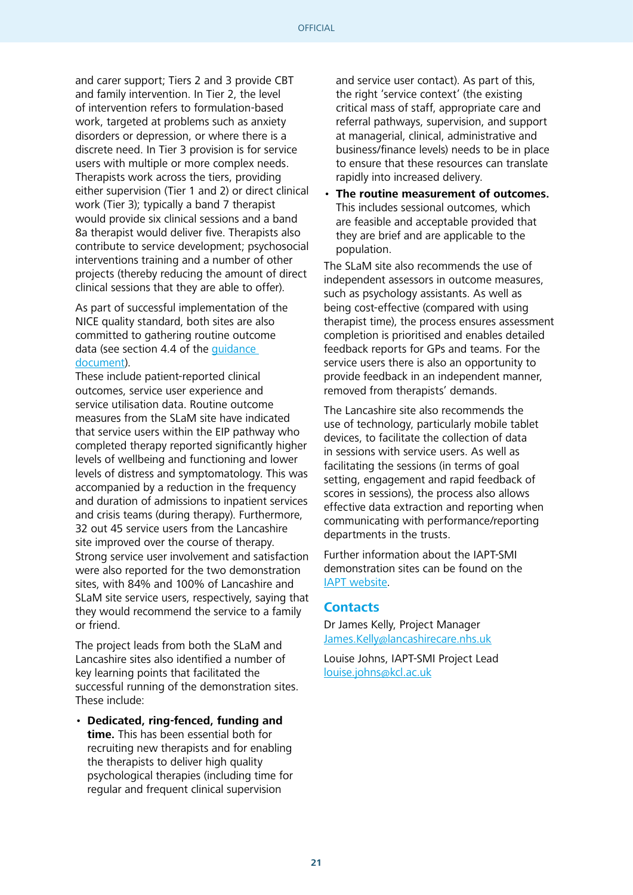and carer support; Tiers 2 and 3 provide CBT and family intervention. In Tier 2, the level of intervention refers to formulation-based work, targeted at problems such as anxiety disorders or depression, or where there is a discrete need. In Tier 3 provision is for service users with multiple or more complex needs. Therapists work across the tiers, providing either supervision (Tier 1 and 2) or direct clinical work (Tier 3); typically a band 7 therapist would provide six clinical sessions and a band 8a therapist would deliver five. Therapists also contribute to service development; psychosocial interventions training and a number of other projects (thereby reducing the amount of direct clinical sessions that they are able to offer).

As part of successful implementation of the NICE quality standard, both sites are also committed to gathering routine outcome data (see section 4.4 of the [guidance document](guidance document)).

These include patient-reported clinical outcomes, service user experience and service utilisation data. Routine outcome measures from the SLaM site have indicated that service users within the EIP pathway who completed therapy reported significantly higher levels of wellbeing and functioning and lower levels of distress and symptomatology. This was accompanied by a reduction in the frequency and duration of admissions to inpatient services and crisis teams (during therapy). Furthermore, 32 out 45 service users from the Lancashire site improved over the course of therapy. Strong service user involvement and satisfaction were also reported for the two demonstration sites, with 84% and 100% of Lancashire and SLaM site service users, respectively, saying that they would recommend the service to a family or friend.

The project leads from both the SLaM and Lancashire sites also identified a number of key learning points that facilitated the successful running of the demonstration sites. These include:

- **Dedicated, ring-fenced, funding and time.** This has been essential both for recruiting new therapists and for enabling the therapists to deliver high quality psychological therapies (including time for regular and frequent clinical supervision and service user contact). As part of this, the right 'service context' (the existing critical mass of staff, appropriate care and referral pathways, supervision, and support at managerial, clinical, administrative and business/finance levels) needs to be in place to ensure that these resources can translate rapidly into increased delivery.
- **The routine measurement of outcomes.** This includes sessional outcomes, which are feasible and acceptable provided that they are brief and are applicable to the population.

The SLaM site also recommends the use of independent assessors in outcome measures, such as psychology assistants. As well as being cost-effective (compared with using therapist time), the process ensures assessment completion is prioritised and enables detailed feedback reports for GPs and teams. For the service users there is also an opportunity to provide feedback in an independent manner, removed from therapists' demands.

The Lancashire site also recommends the use of technology, particularly mobile tablet devices, to facilitate the collection of data in sessions with service users. As well as facilitating the sessions (in terms of goal setting, engagement and rapid feedback of scores in sessions), the process also allows effective data extraction and reporting when communicating with performance/reporting departments in the trusts.

Further information about the IAPT-SMI demonstration sites can be found on the [IAPT website](IAPT website).

## Contacts

Dr James Kelly, Project Manager
[James.Kelly@lancashirecare.nhs.uk](mailto:James.Kelly@lancashirecare.nhs.uk)

Louise Johns, IAPT-SMI Project Lead
[louise.johns@kcl.ac.uk](mailto:louise.johns@kcl.ac.uk)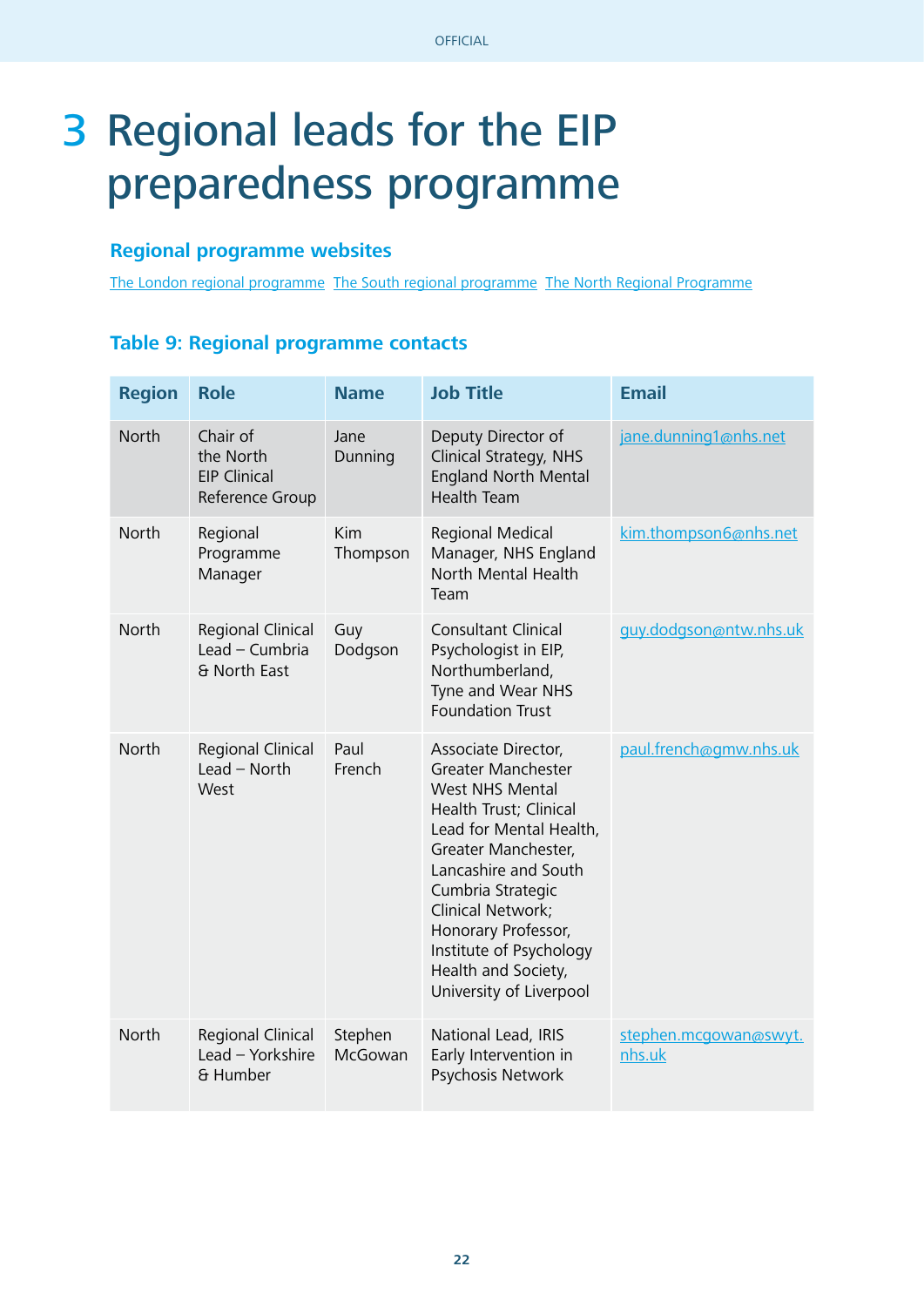# 3 Regional leads for the EIP preparedness programme

## Regional programme websites

The London regional programme  The South regional programme  The North Regional Programme

### Table 9: Regional programme contacts

| Region | Role | Name | Job Title | Email |
|---|---|---|---|---|
| North | Chair of the North EIP Clinical Reference Group | Jane Dunning | Deputy Director of Clinical Strategy, NHS England North Mental Health Team | jane.dunning1@nhs.net |
| North | Regional Programme Manager | Kim Thompson | Regional Medical Manager, NHS England North Mental Health Team | kim.thompson6@nhs.net |
| North | Regional Clinical Lead – Cumbria & North East | Guy Dodgson | Consultant Clinical Psychologist in EIP, Northumberland, Tyne and Wear NHS Foundation Trust | guy.dodgson@ntw.nhs.uk |
| North | Regional Clinical Lead – North West | Paul French | Associate Director, Greater Manchester West NHS Mental Health Trust; Clinical Lead for Mental Health, Greater Manchester, Lancashire and South Cumbria Strategic Clinical Network; Honorary Professor, Institute of Psychology Health and Society, University of Liverpool | paul.french@gmw.nhs.uk |
| North | Regional Clinical Lead – Yorkshire & Humber | Stephen McGowan | National Lead, IRIS Early Intervention in Psychosis Network | stephen.mcgowan@swyt.nhs.uk |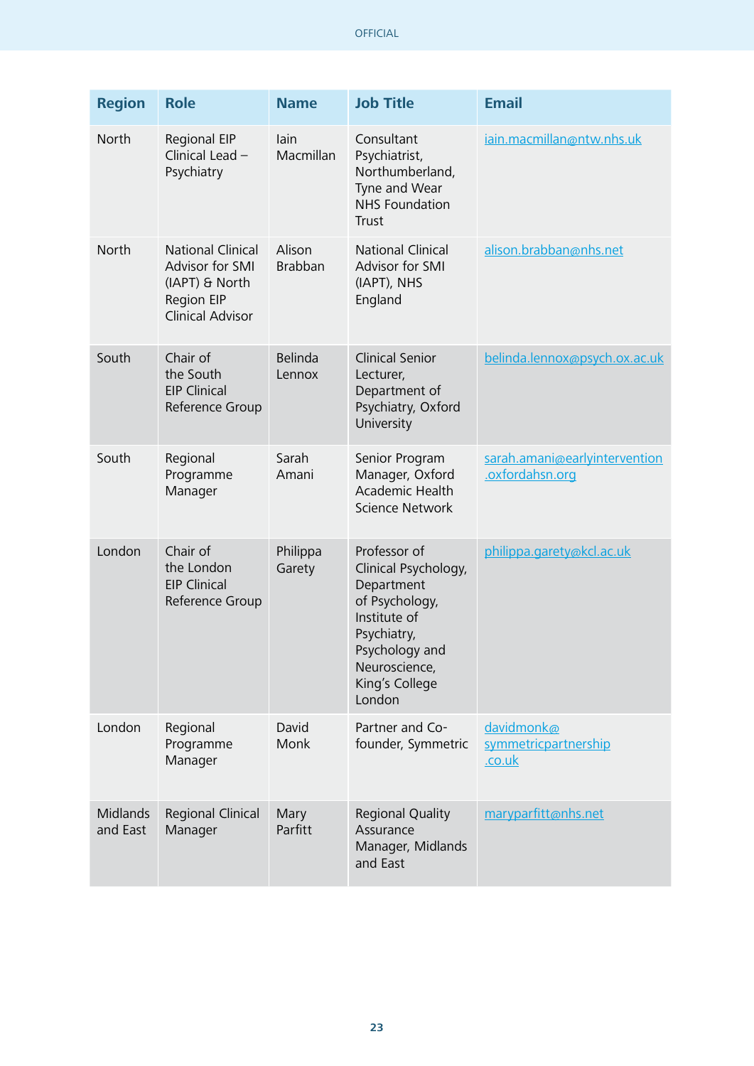| Region | Role | Name | Job Title | Email |
|---|---|---|---|---|
| North | Regional EIP Clinical Lead – Psychiatry | Iain Macmillan | Consultant Psychiatrist, Northumberland, Tyne and Wear NHS Foundation Trust | iain.macmillan@ntw.nhs.uk |
| North | National Clinical Advisor for SMI (IAPT) & North Region EIP Clinical Advisor | Alison Brabban | National Clinical Advisor for SMI (IAPT), NHS England | alison.brabban@nhs.net |
| South | Chair of the South EIP Clinical Reference Group | Belinda Lennox | Clinical Senior Lecturer, Department of Psychiatry, Oxford University | belinda.lennox@psych.ox.ac.uk |
| South | Regional Programme Manager | Sarah Amani | Senior Program Manager, Oxford Academic Health Science Network | sarah.amani@earlyintervention.oxfordahsn.org |
| London | Chair of the London EIP Clinical Reference Group | Philippa Garety | Professor of Clinical Psychology, Department of Psychology, Institute of Psychiatry, Psychology and Neuroscience, King's College London | philippa.garety@kcl.ac.uk |
| London | Regional Programme Manager | David Monk | Partner and Co-founder, Symmetric | davidmonk@symmetricpartnership.co.uk |
| Midlands and East | Regional Clinical Manager | Mary Parfitt | Regional Quality Assurance Manager, Midlands and East | maryparfitt@nhs.net |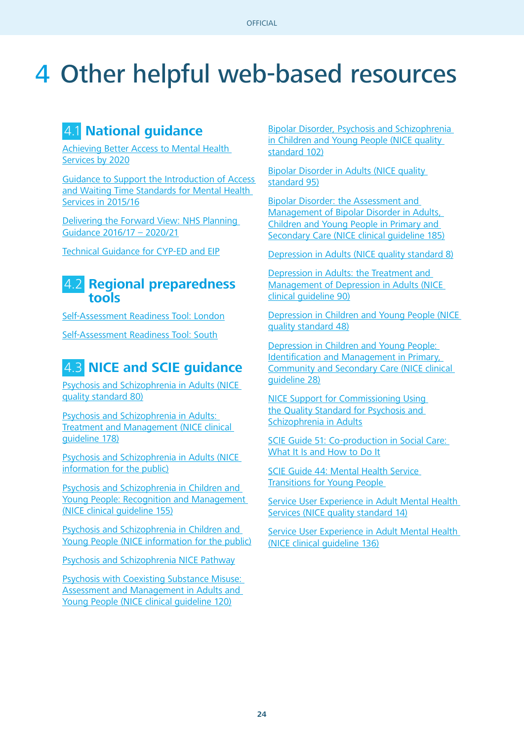# 4 Other helpful web-based resources

## 4.1 National guidance

Achieving Better Access to Mental Health Services by 2020

Guidance to Support the Introduction of Access and Waiting Time Standards for Mental Health Services in 2015/16

Delivering the Forward View: NHS Planning Guidance 2016/17 – 2020/21

Technical Guidance for CYP-ED and EIP

## 4.2 Regional preparedness tools

Self-Assessment Readiness Tool: London

Self-Assessment Readiness Tool: South

## 4.3 NICE and SCIE guidance

Psychosis and Schizophrenia in Adults (NICE quality standard 80)

Psychosis and Schizophrenia in Adults: Treatment and Management (NICE clinical guideline 178)

Psychosis and Schizophrenia in Adults (NICE information for the public)

Psychosis and Schizophrenia in Children and Young People: Recognition and Management (NICE clinical guideline 155)

Psychosis and Schizophrenia in Children and Young People (NICE information for the public)

Psychosis and Schizophrenia NICE Pathway

Psychosis with Coexisting Substance Misuse: Assessment and Management in Adults and Young People (NICE clinical guideline 120)

Bipolar Disorder, Psychosis and Schizophrenia in Children and Young People (NICE quality standard 102)

Bipolar Disorder in Adults (NICE quality standard 95)

Bipolar Disorder: the Assessment and Management of Bipolar Disorder in Adults, Children and Young People in Primary and Secondary Care (NICE clinical guideline 185)

Depression in Adults (NICE quality standard 8)

Depression in Adults: the Treatment and Management of Depression in Adults (NICE clinical guideline 90)

Depression in Children and Young People (NICE quality standard 48)

Depression in Children and Young People: Identification and Management in Primary, Community and Secondary Care (NICE clinical guideline 28)

NICE Support for Commissioning Using the Quality Standard for Psychosis and Schizophrenia in Adults

SCIE Guide 51: Co-production in Social Care: What It Is and How to Do It

SCIE Guide 44: Mental Health Service Transitions for Young People

Service User Experience in Adult Mental Health Services (NICE quality standard 14)

Service User Experience in Adult Mental Health (NICE clinical guideline 136)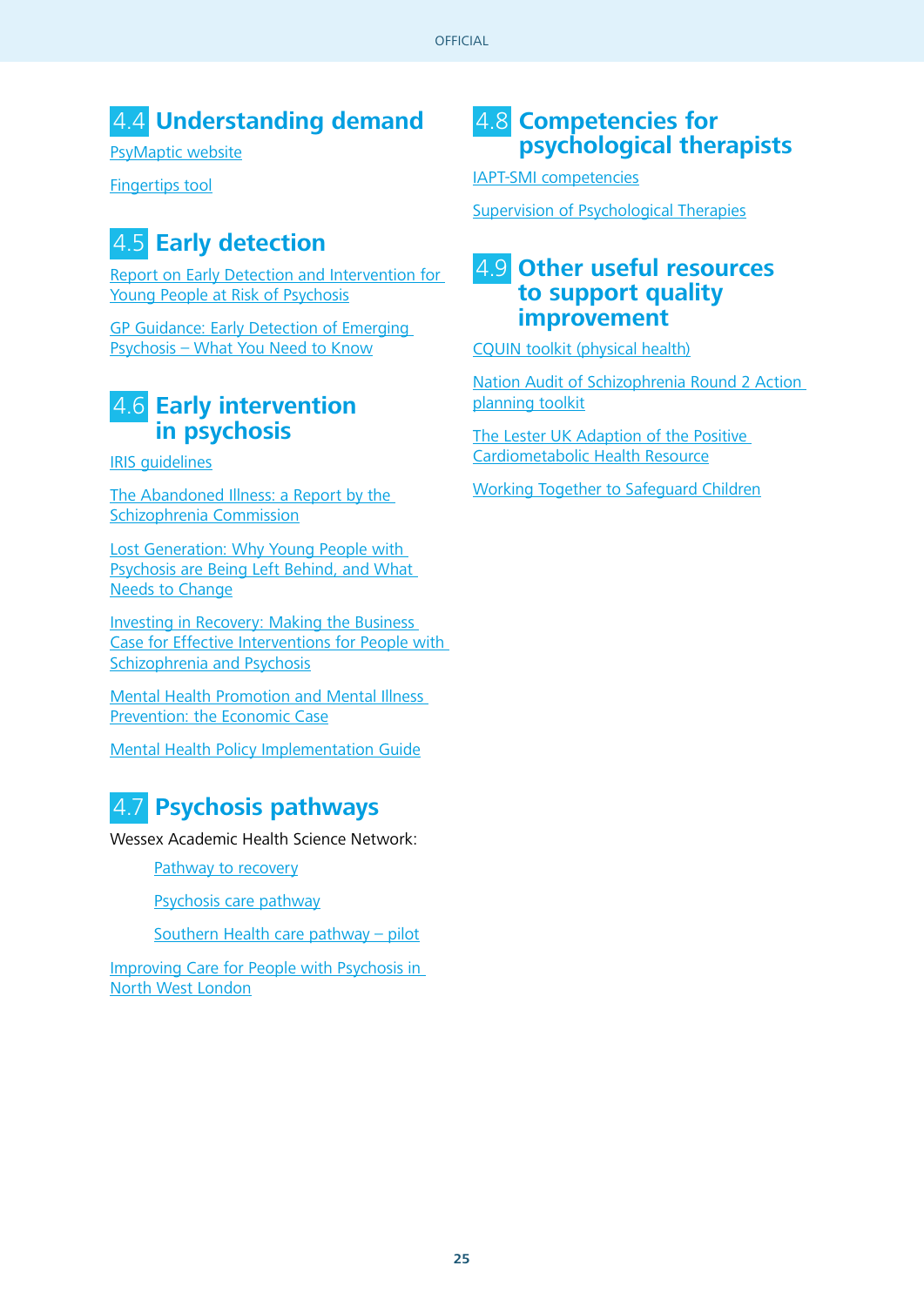## 4.4 Understanding demand

PsyMaptic website

Fingertips tool

## 4.5 Early detection

Report on Early Detection and Intervention for Young People at Risk of Psychosis

GP Guidance: Early Detection of Emerging Psychosis – What You Need to Know

## 4.6 Early intervention in psychosis

IRIS guidelines

The Abandoned Illness: a Report by the Schizophrenia Commission

Lost Generation: Why Young People with Psychosis are Being Left Behind, and What Needs to Change

Investing in Recovery: Making the Business Case for Effective Interventions for People with Schizophrenia and Psychosis

Mental Health Promotion and Mental Illness Prevention: the Economic Case

Mental Health Policy Implementation Guide

## 4.7 Psychosis pathways

Wessex Academic Health Science Network:

- Pathway to recovery
- Psychosis care pathway
- Southern Health care pathway – pilot

Improving Care for People with Psychosis in North West London

## 4.8 Competencies for psychological therapists

IAPT-SMI competencies

Supervision of Psychological Therapies

## 4.9 Other useful resources to support quality improvement

CQUIN toolkit (physical health)

Nation Audit of Schizophrenia Round 2 Action planning toolkit

The Lester UK Adaption of the Positive Cardiometabolic Health Resource

Working Together to Safeguard Children